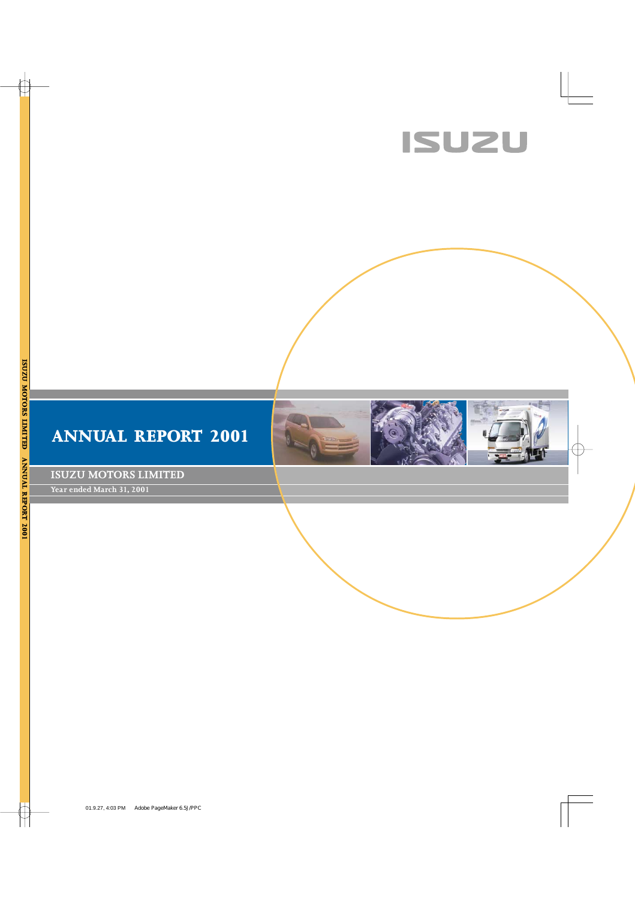ISUZU

# ANNUAL REPORT 2001

## ISUZU MOTORS LIMITED

Year ended March 31, 2001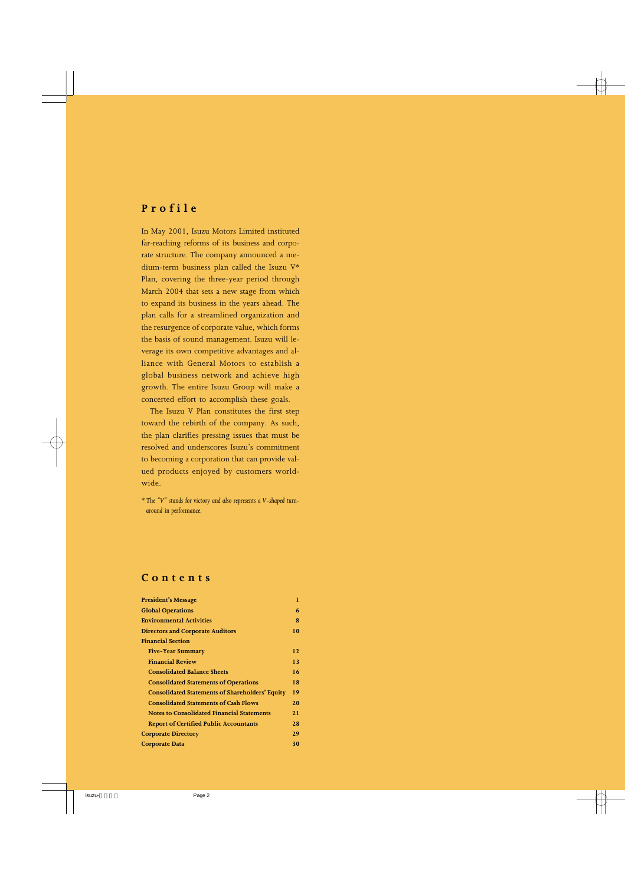## Profile

In May 2001, Isuzu Motors Limited instituted far-reaching reforms of its business and corporate structure. The company announced a medium-term business plan called the Isuzu V* Plan, covering the three-year period through March 2004 that sets a new stage from which to expand its business in the years ahead. The plan calls for a streamlined organization and the resurgence of corporate value, which forms the basis of sound management. Isuzu will leverage its own competitive advantages and alliance with General Motors to establish a global business network and achieve high growth. The entire Isuzu Group will make a concerted effort to accomplish these goals.

The Isuzu V Plan constitutes the first step toward the rebirth of the company. As such, the plan clarifies pressing issues that must be resolved and underscores Isuzu's commitment to becoming a corporation that can provide valued products enjoyed by customers worldwide.

*\* The "V" stands for victory and also represents a V-shaped turnaround in performance.*

## Contents

| | |
|---|---|
| **President's Message** | **1** |
| **Global Operations** | **6** |
| **Environmental Activities** | **8** |
| **Directors and Corporate Auditors** | **10** |
| **Financial Section** | |
| **Five-Year Summary** | **12** |
| **Financial Review** | **13** |
| **Consolidated Balance Sheets** | **16** |
| **Consolidated Statements of Operations** | **18** |
| **Consolidated Statements of Shareholders' Equity** | **19** |
| **Consolidated Statements of Cash Flows** | **20** |
| **Notes to Consolidated Financial Statements** | **21** |
| **Report of Certified Public Accountants** | **28** |
| **Corporate Directory** | **29** |
| **Corporate Data** | **30** |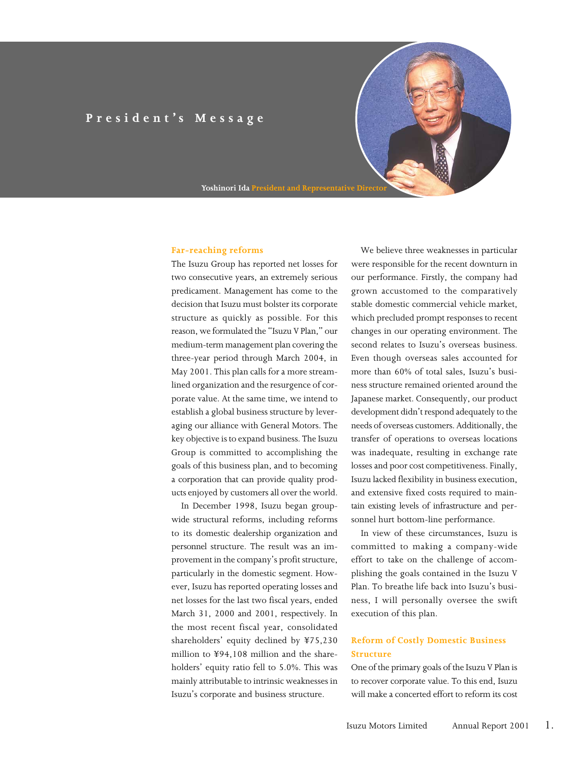# President's Message

**Yoshinori Ida** President and Representative Director

## Far-reaching reforms

The Isuzu Group has reported net losses for two consecutive years, an extremely serious predicament. Management has come to the decision that Isuzu must bolster its corporate structure as quickly as possible. For this reason, we formulated the "Isuzu V Plan," our medium-term management plan covering the three-year period through March 2004, in May 2001. This plan calls for a more streamlined organization and the resurgence of corporate value. At the same time, we intend to establish a global business structure by leveraging our alliance with General Motors. The key objective is to expand business. The Isuzu Group is committed to accomplishing the goals of this business plan, and to becoming a corporation that can provide quality products enjoyed by customers all over the world.

In December 1998, Isuzu began groupwide structural reforms, including reforms to its domestic dealership organization and personnel structure. The result was an improvement in the company's profit structure, particularly in the domestic segment. However, Isuzu has reported operating losses and net losses for the last two fiscal years, ended March 31, 2000 and 2001, respectively. In the most recent fiscal year, consolidated shareholders' equity declined by ¥75,230 million to ¥94,108 million and the shareholders' equity ratio fell to 5.0%. This was mainly attributable to intrinsic weaknesses in Isuzu's corporate and business structure.

We believe three weaknesses in particular were responsible for the recent downturn in our performance. Firstly, the company had grown accustomed to the comparatively stable domestic commercial vehicle market, which precluded prompt responses to recent changes in our operating environment. The second relates to Isuzu's overseas business. Even though overseas sales accounted for more than 60% of total sales, Isuzu's business structure remained oriented around the Japanese market. Consequently, our product development didn't respond adequately to the needs of overseas customers. Additionally, the transfer of operations to overseas locations was inadequate, resulting in exchange rate losses and poor cost competitiveness. Finally, Isuzu lacked flexibility in business execution, and extensive fixed costs required to maintain existing levels of infrastructure and personnel hurt bottom-line performance.

In view of these circumstances, Isuzu is committed to making a company-wide effort to take on the challenge of accomplishing the goals contained in the Isuzu V Plan. To breathe life back into Isuzu's business, I will personally oversee the swift execution of this plan.

## Reform of Costly Domestic Business Structure

One of the primary goals of the Isuzu V Plan is to recover corporate value. To this end, Isuzu will make a concerted effort to reform its cost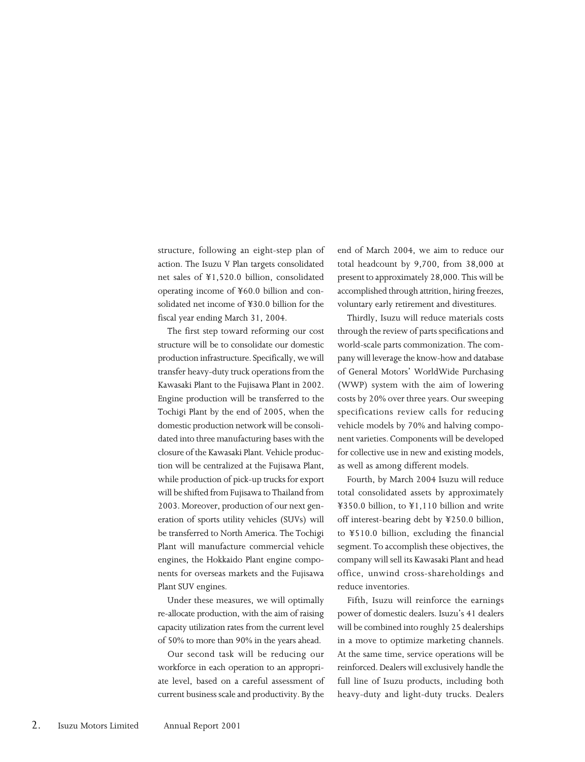structure, following an eight-step plan of action. The Isuzu V Plan targets consolidated net sales of ¥1,520.0 billion, consolidated operating income of ¥60.0 billion and consolidated net income of ¥30.0 billion for the fiscal year ending March 31, 2004.

The first step toward reforming our cost structure will be to consolidate our domestic production infrastructure. Specifically, we will transfer heavy-duty truck operations from the Kawasaki Plant to the Fujisawa Plant in 2002. Engine production will be transferred to the Tochigi Plant by the end of 2005, when the domestic production network will be consolidated into three manufacturing bases with the closure of the Kawasaki Plant. Vehicle production will be centralized at the Fujisawa Plant, while production of pick-up trucks for export will be shifted from Fujisawa to Thailand from 2003. Moreover, production of our next generation of sports utility vehicles (SUVs) will be transferred to North America. The Tochigi Plant will manufacture commercial vehicle engines, the Hokkaido Plant engine components for overseas markets and the Fujisawa Plant SUV engines.

Under these measures, we will optimally re-allocate production, with the aim of raising capacity utilization rates from the current level of 50% to more than 90% in the years ahead.

Our second task will be reducing our workforce in each operation to an appropriate level, based on a careful assessment of current business scale and productivity. By the end of March 2004, we aim to reduce our total headcount by 9,700, from 38,000 at present to approximately 28,000. This will be accomplished through attrition, hiring freezes, voluntary early retirement and divestitures.

Thirdly, Isuzu will reduce materials costs through the review of parts specifications and world-scale parts commonization. The company will leverage the know-how and database of General Motors' WorldWide Purchasing (WWP) system with the aim of lowering costs by 20% over three years. Our sweeping specifications review calls for reducing vehicle models by 70% and halving component varieties. Components will be developed for collective use in new and existing models, as well as among different models.

Fourth, by March 2004 Isuzu will reduce total consolidated assets by approximately ¥350.0 billion, to ¥1,110 billion and write off interest-bearing debt by ¥250.0 billion, to ¥510.0 billion, excluding the financial segment. To accomplish these objectives, the company will sell its Kawasaki Plant and head office, unwind cross-shareholdings and reduce inventories.

Fifth, Isuzu will reinforce the earnings power of domestic dealers. Isuzu's 41 dealers will be combined into roughly 25 dealerships in a move to optimize marketing channels. At the same time, service operations will be reinforced. Dealers will exclusively handle the full line of Isuzu products, including both heavy-duty and light-duty trucks. Dealers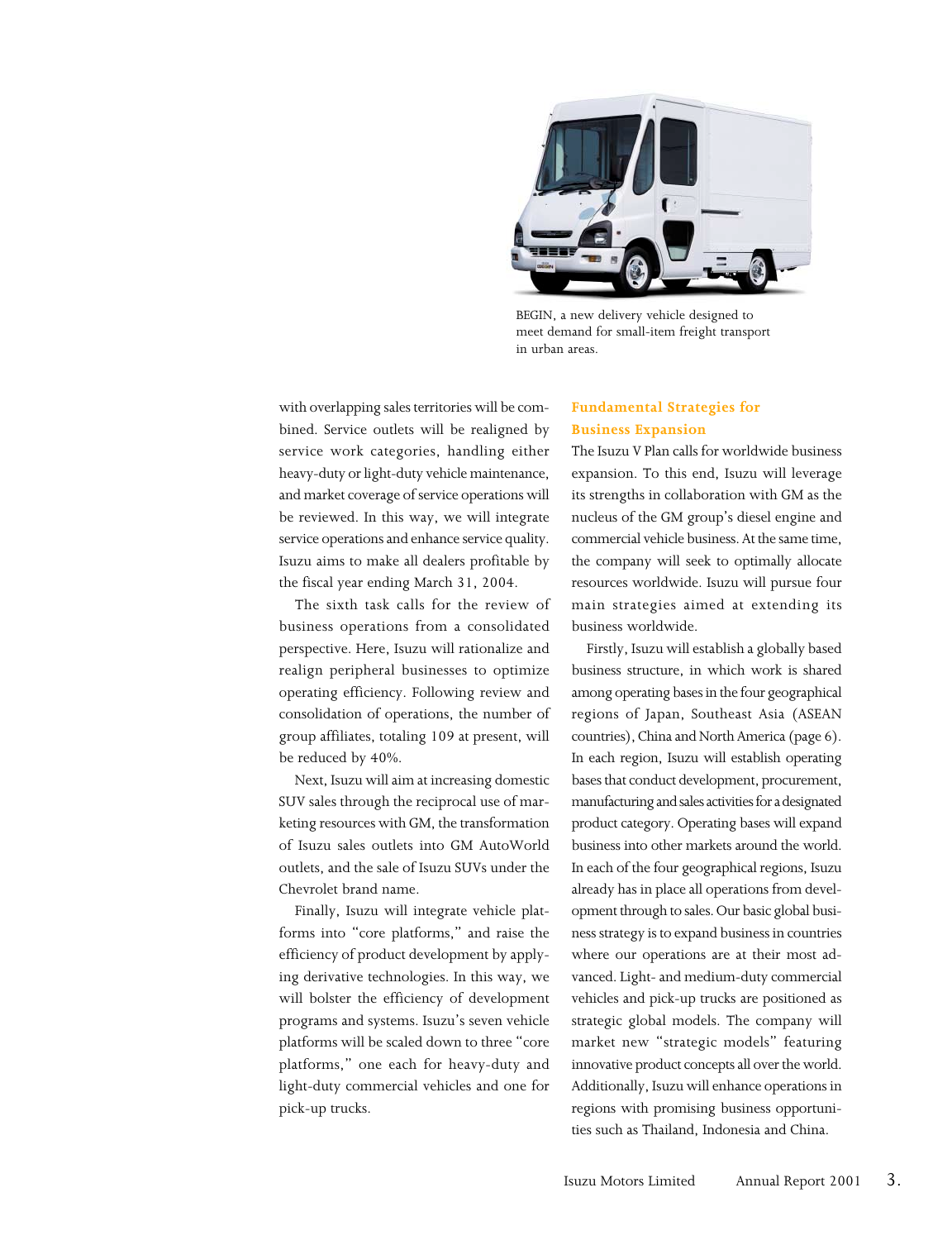BEGIN, a new delivery vehicle designed to meet demand for small-item freight transport in urban areas.

with overlapping sales territories will be combined. Service outlets will be realigned by service work categories, handling either heavy-duty or light-duty vehicle maintenance, and market coverage of service operations will be reviewed. In this way, we will integrate service operations and enhance service quality. Isuzu aims to make all dealers profitable by the fiscal year ending March 31, 2004.

The sixth task calls for the review of business operations from a consolidated perspective. Here, Isuzu will rationalize and realign peripheral businesses to optimize operating efficiency. Following review and consolidation of operations, the number of group affiliates, totaling 109 at present, will be reduced by 40%.

Next, Isuzu will aim at increasing domestic SUV sales through the reciprocal use of marketing resources with GM, the transformation of Isuzu sales outlets into GM AutoWorld outlets, and the sale of Isuzu SUVs under the Chevrolet brand name.

Finally, Isuzu will integrate vehicle platforms into "core platforms," and raise the efficiency of product development by applying derivative technologies. In this way, we will bolster the efficiency of development programs and systems. Isuzu's seven vehicle platforms will be scaled down to three "core platforms," one each for heavy-duty and light-duty commercial vehicles and one for pick-up trucks.

## Fundamental Strategies for Business Expansion

The Isuzu V Plan calls for worldwide business expansion. To this end, Isuzu will leverage its strengths in collaboration with GM as the nucleus of the GM group's diesel engine and commercial vehicle business. At the same time, the company will seek to optimally allocate resources worldwide. Isuzu will pursue four main strategies aimed at extending its business worldwide.

Firstly, Isuzu will establish a globally based business structure, in which work is shared among operating bases in the four geographical regions of Japan, Southeast Asia (ASEAN countries), China and North America (page 6). In each region, Isuzu will establish operating bases that conduct development, procurement, manufacturing and sales activities for a designated product category. Operating bases will expand business into other markets around the world. In each of the four geographical regions, Isuzu already has in place all operations from development through to sales. Our basic global business strategy is to expand business in countries where our operations are at their most advanced. Light- and medium-duty commercial vehicles and pick-up trucks are positioned as strategic global models. The company will market new "strategic models" featuring innovative product concepts all over the world. Additionally, Isuzu will enhance operations in regions with promising business opportunities such as Thailand, Indonesia and China.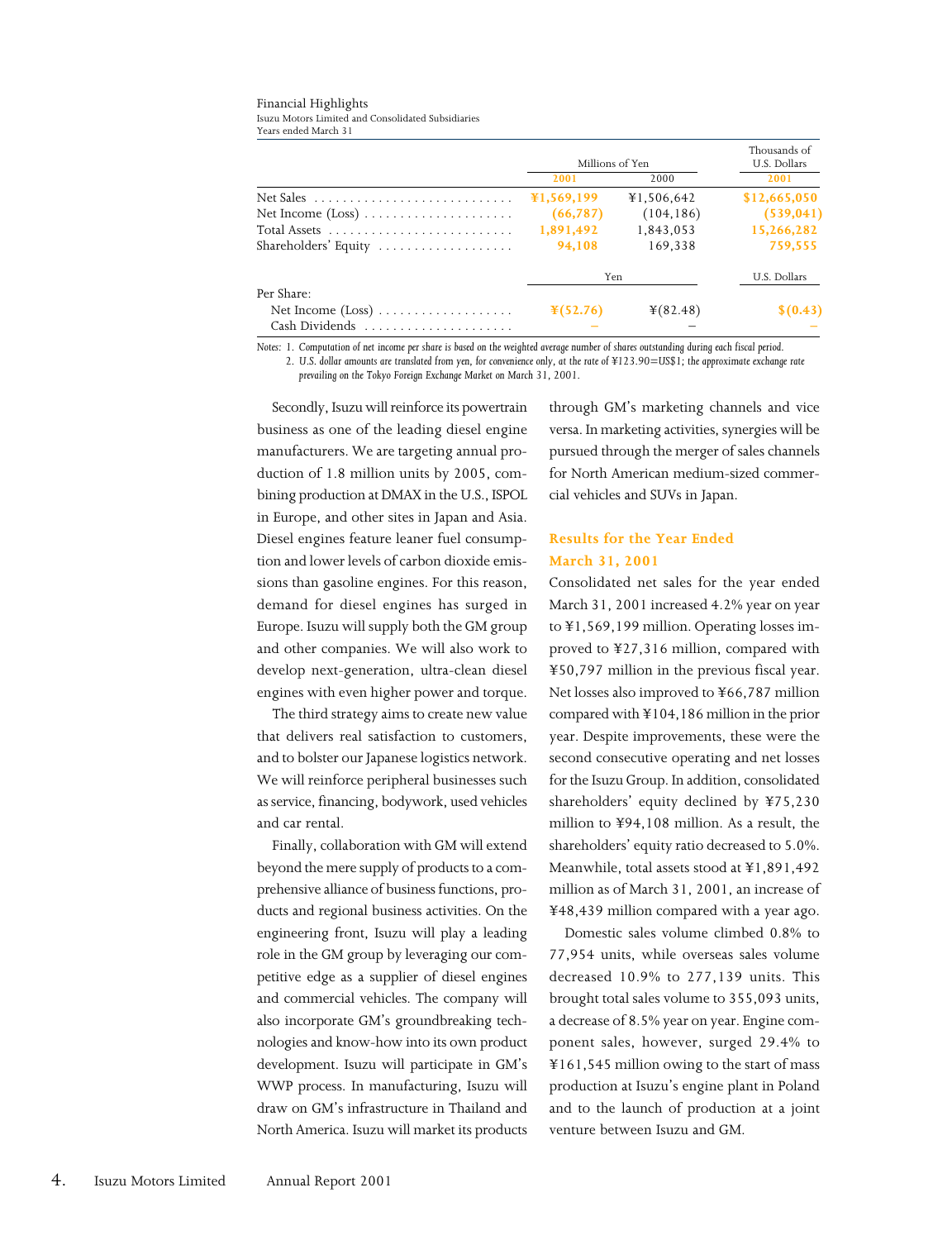## Financial Highlights

Isuzu Motors Limited and Consolidated Subsidiaries
Years ended March 31

| | Millions of Yen | | Thousands of U.S. Dollars |
|---|---|---|---|
| | 2001 | 2000 | 2001 |
| Net Sales | ¥1,569,199 | ¥1,506,642 | $12,665,050 |
| Net Income (Loss) | (66,787) | (104,186) | (539,041) |
| Total Assets | 1,891,492 | 1,843,053 | 15,266,282 |
| Shareholders' Equity | 94,108 | 169,338 | 759,555 |
| | Yen | | U.S. Dollars |
| Per Share: | | | |
| Net Income (Loss) | ¥(52.76) | ¥(82.48) | $(0.43) |
| Cash Dividends | – | – | – |

*Notes: 1. Computation of net income per share is based on the weighted average number of shares outstanding during each fiscal period.*
*2. U.S. dollar amounts are translated from yen, for convenience only, at the rate of ¥123.90=US$1; the approximate exchange rate prevailing on the Tokyo Foreign Exchange Market on March 31, 2001.*

Secondly, Isuzu will reinforce its powertrain business as one of the leading diesel engine manufacturers. We are targeting annual production of 1.8 million units by 2005, combining production at DMAX in the U.S., ISPOL in Europe, and other sites in Japan and Asia. Diesel engines feature leaner fuel consumption and lower levels of carbon dioxide emissions than gasoline engines. For this reason, demand for diesel engines has surged in Europe. Isuzu will supply both the GM group and other companies. We will also work to develop next-generation, ultra-clean diesel engines with even higher power and torque.

The third strategy aims to create new value that delivers real satisfaction to customers, and to bolster our Japanese logistics network. We will reinforce peripheral businesses such as service, financing, bodywork, used vehicles and car rental.

Finally, collaboration with GM will extend beyond the mere supply of products to a comprehensive alliance of business functions, products and regional business activities. On the engineering front, Isuzu will play a leading role in the GM group by leveraging our competitive edge as a supplier of diesel engines and commercial vehicles. The company will also incorporate GM's groundbreaking technologies and know-how into its own product development. Isuzu will participate in GM's WWP process. In manufacturing, Isuzu will draw on GM's infrastructure in Thailand and North America. Isuzu will market its products through GM's marketing channels and vice versa. In marketing activities, synergies will be pursued through the merger of sales channels for North American medium-sized commercial vehicles and SUVs in Japan.

### Results for the Year Ended March 31, 2001

Consolidated net sales for the year ended March 31, 2001 increased 4.2% year on year to ¥1,569,199 million. Operating losses improved to ¥27,316 million, compared with ¥50,797 million in the previous fiscal year. Net losses also improved to ¥66,787 million compared with ¥104,186 million in the prior year. Despite improvements, these were the second consecutive operating and net losses for the Isuzu Group. In addition, consolidated shareholders' equity declined by ¥75,230 million to ¥94,108 million. As a result, the shareholders' equity ratio decreased to 5.0%. Meanwhile, total assets stood at ¥1,891,492 million as of March 31, 2001, an increase of ¥48,439 million compared with a year ago.

Domestic sales volume climbed 0.8% to 77,954 units, while overseas sales volume decreased 10.9% to 277,139 units. This brought total sales volume to 355,093 units, a decrease of 8.5% year on year. Engine component sales, however, surged 29.4% to ¥161,545 million owing to the start of mass production at Isuzu's engine plant in Poland and to the launch of production at a joint venture between Isuzu and GM.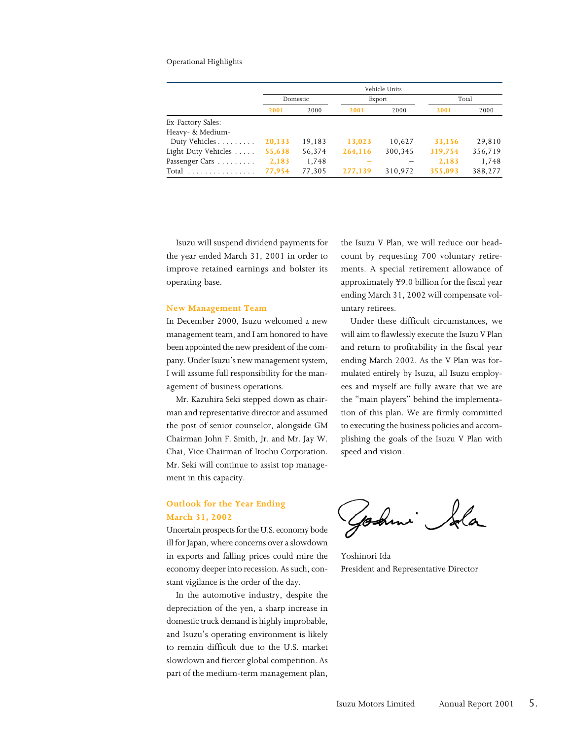Operational Highlights

| | Vehicle Units | | | | | |
|---|---|---|---|---|---|---|
| | Domestic | | Export | | Total | |
| | 2001 | 2000 | 2001 | 2000 | 2001 | 2000 |
| Ex-Factory Sales: | | | | | | |
| Heavy- & Medium-Duty Vehicles | 20,133 | 19,183 | 13,023 | 10,627 | 33,156 | 29,810 |
| Light-Duty Vehicles | 55,638 | 56,374 | 264,116 | 300,345 | 319,754 | 356,719 |
| Passenger Cars | 2,183 | 1,748 | – | – | 2,183 | 1,748 |
| Total | 77,954 | 77,305 | 277,139 | 310,972 | 355,093 | 388,277 |

Isuzu will suspend dividend payments for the year ended March 31, 2001 in order to improve retained earnings and bolster its operating base.

## New Management Team

In December 2000, Isuzu welcomed a new management team, and I am honored to have been appointed the new president of the company. Under Isuzu's new management system, I will assume full responsibility for the management of business operations.

Mr. Kazuhira Seki stepped down as chairman and representative director and assumed the post of senior counselor, alongside GM Chairman John F. Smith, Jr. and Mr. Jay W. Chai, Vice Chairman of Itochu Corporation. Mr. Seki will continue to assist top management in this capacity.

## Outlook for the Year Ending March 31, 2002

Uncertain prospects for the U.S. economy bode ill for Japan, where concerns over a slowdown in exports and falling prices could mire the economy deeper into recession. As such, constant vigilance is the order of the day.

In the automotive industry, despite the depreciation of the yen, a sharp increase in domestic truck demand is highly improbable, and Isuzu's operating environment is likely to remain difficult due to the U.S. market slowdown and fiercer global competition. As part of the medium-term management plan, the Isuzu V Plan, we will reduce our headcount by requesting 700 voluntary retirements. A special retirement allowance of approximately ¥9.0 billion for the fiscal year ending March 31, 2002 will compensate voluntary retirees.

Under these difficult circumstances, we will aim to flawlessly execute the Isuzu V Plan and return to profitability in the fiscal year ending March 2002. As the V Plan was formulated entirely by Isuzu, all Isuzu employees and myself are fully aware that we are the "main players" behind the implementation of this plan. We are firmly committed to executing the business policies and accomplishing the goals of the Isuzu V Plan with speed and vision.

Yoshinori Ida
President and Representative Director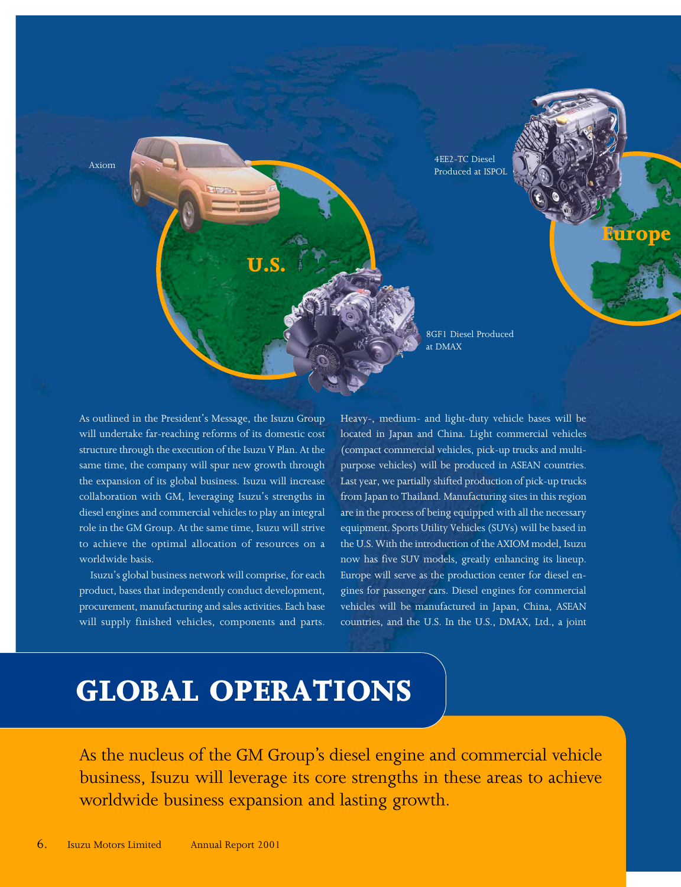Axiom

U.S.

4EE2-TC Diesel Produced at ISPOL

Europe

8GF1 Diesel Produced at DMAX

# GLOBAL OPERATIONS

As the nucleus of the GM Group's diesel engine and commercial vehicle business, Isuzu will leverage its core strengths in these areas to achieve worldwide business expansion and lasting growth.

As outlined in the President's Message, the Isuzu Group will undertake far-reaching reforms of its domestic cost structure through the execution of the Isuzu V Plan. At the same time, the company will spur new growth through the expansion of its global business. Isuzu will increase collaboration with GM, leveraging Isuzu's strengths in diesel engines and commercial vehicles to play an integral role in the GM Group. At the same time, Isuzu will strive to achieve the optimal allocation of resources on a worldwide basis.

Isuzu's global business network will comprise, for each product, bases that independently conduct development, procurement, manufacturing and sales activities. Each base will supply finished vehicles, components and parts. Heavy-, medium- and light-duty vehicle bases will be located in Japan and China. Light commercial vehicles (compact commercial vehicles, pick-up trucks and multi-purpose vehicles) will be produced in ASEAN countries. Last year, we partially shifted production of pick-up trucks from Japan to Thailand. Manufacturing sites in this region are in the process of being equipped with all the necessary equipment. Sports Utility Vehicles (SUVs) will be based in the U.S. With the introduction of the AXIOM model, Isuzu now has five SUV models, greatly enhancing its lineup. Europe will serve as the production center for diesel engines for passenger cars. Diesel engines for commercial vehicles will be manufactured in Japan, China, ASEAN countries, and the U.S. In the U.S., DMAX, Ltd., a joint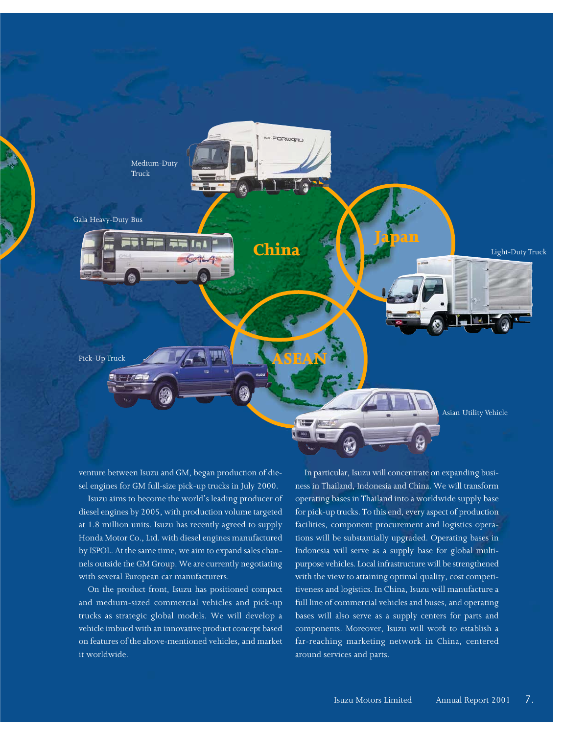Medium-Duty Truck

Gala Heavy-Duty Bus

China

Japan

Light-Duty Truck

Pick-Up Truck

ASEAN

Asian Utility Vehicle

venture between Isuzu and GM, began production of diesel engines for GM full-size pick-up trucks in July 2000.

Isuzu aims to become the world's leading producer of diesel engines by 2005, with production volume targeted at 1.8 million units. Isuzu has recently agreed to supply Honda Motor Co., Ltd. with diesel engines manufactured by ISPOL. At the same time, we aim to expand sales channels outside the GM Group. We are currently negotiating with several European car manufacturers.

On the product front, Isuzu has positioned compact and medium-sized commercial vehicles and pick-up trucks as strategic global models. We will develop a vehicle imbued with an innovative product concept based on features of the above-mentioned vehicles, and market it worldwide.

In particular, Isuzu will concentrate on expanding business in Thailand, Indonesia and China. We will transform operating bases in Thailand into a worldwide supply base for pick-up trucks. To this end, every aspect of production facilities, component procurement and logistics operations will be substantially upgraded. Operating bases in Indonesia will serve as a supply base for global multi-purpose vehicles. Local infrastructure will be strengthened with the view to attaining optimal quality, cost competitiveness and logistics. In China, Isuzu will manufacture a full line of commercial vehicles and buses, and operating bases will also serve as a supply centers for parts and components. Moreover, Isuzu will work to establish a far-reaching marketing network in China, centered around services and parts.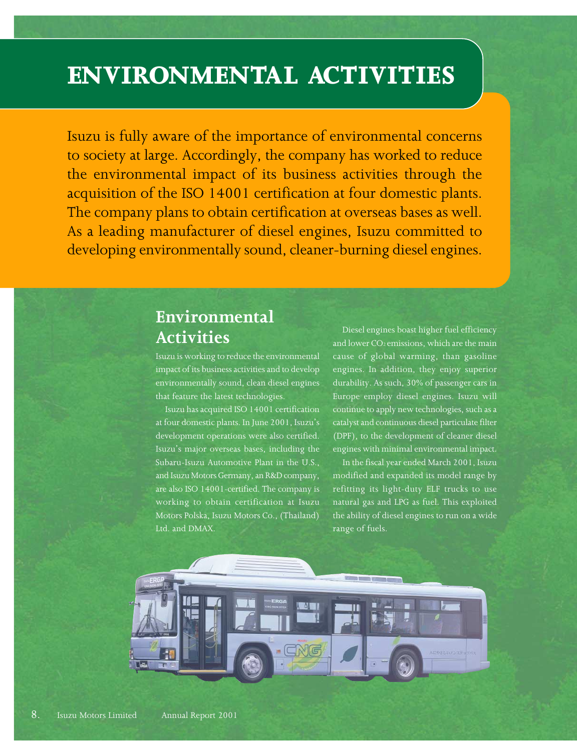# ENVIRONMENTAL ACTIVITIES

Isuzu is fully aware of the importance of environmental concerns to society at large. Accordingly, the company has worked to reduce the environmental impact of its business activities through the acquisition of the ISO 14001 certification at four domestic plants. The company plans to obtain certification at overseas bases as well. As a leading manufacturer of diesel engines, Isuzu committed to developing environmentally sound, cleaner-burning diesel engines.

## Environmental Activities

Isuzu is working to reduce the environmental impact of its business activities and to develop environmentally sound, clean diesel engines that feature the latest technologies.

Isuzu has acquired ISO 14001 certification at four domestic plants. In June 2001, Isuzu's development operations were also certified. Isuzu's major overseas bases, including the Subaru-Isuzu Automotive Plant in the U.S., and Isuzu Motors Germany, an R&D company, are also ISO 14001-certified. The company is working to obtain certification at Isuzu Motors Polska, Isuzu Motors Co., (Thailand) Ltd. and DMAX.

Diesel engines boast higher fuel efficiency and lower $CO_2$ emissions, which are the main cause of global warming, than gasoline engines. In addition, they enjoy superior durability. As such, 30% of passenger cars in Europe employ diesel engines. Isuzu will continue to apply new technologies, such as a catalyst and continuous diesel particulate filter (DPF), to the development of cleaner diesel engines with minimal environmental impact.

In the fiscal year ended March 2001, Isuzu modified and expanded its model range by refitting its light-duty ELF trucks to use natural gas and LPG as fuel. This exploited the ability of diesel engines to run on a wide range of fuels.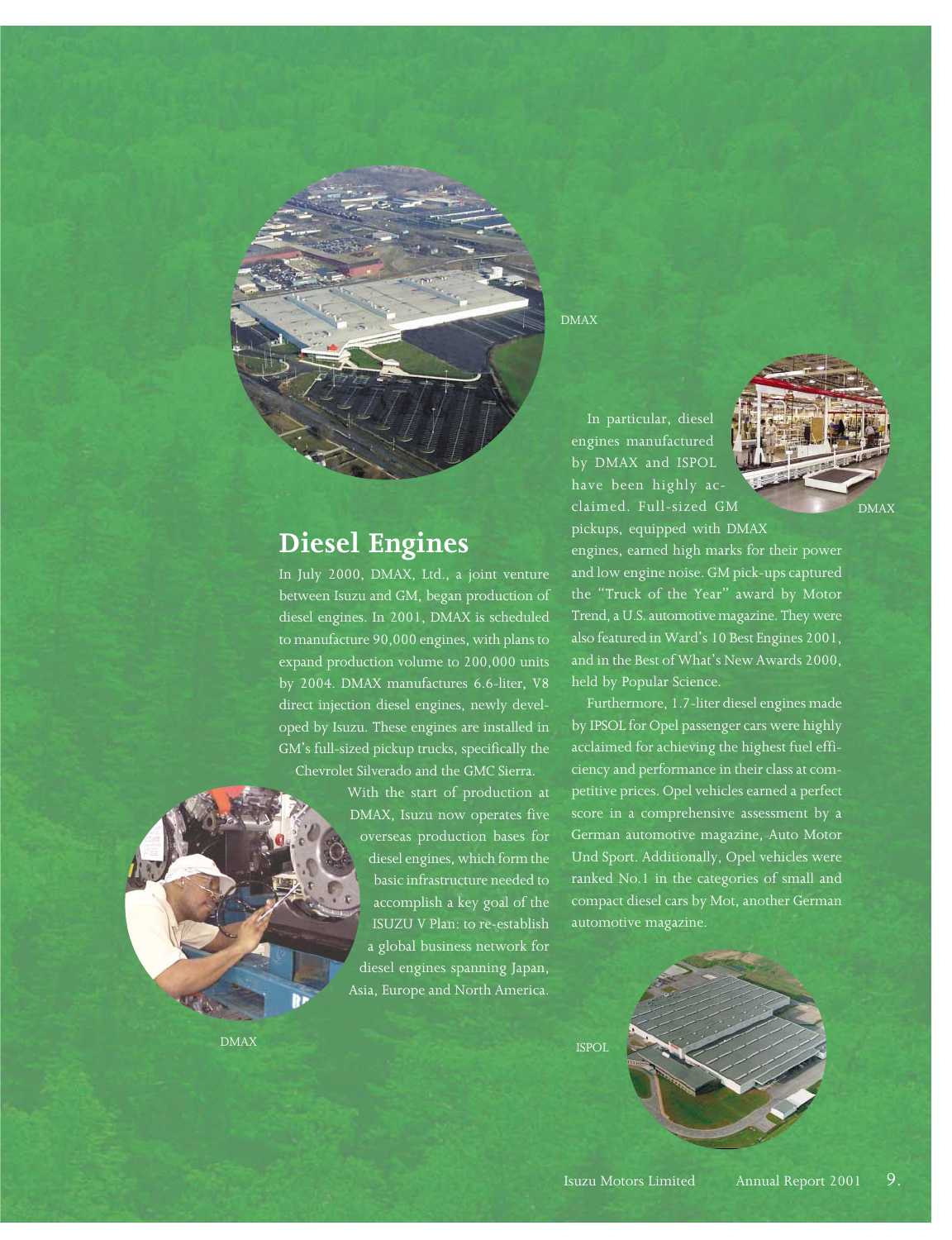DMAX

DMAX

## Diesel Engines

In July 2000, DMAX, Ltd., a joint venture between Isuzu and GM, began production of diesel engines. In 2001, DMAX is scheduled to manufacture 90,000 engines, with plans to expand production volume to 200,000 units by 2004. DMAX manufactures 6.6-liter, V8 direct injection diesel engines, newly developed by Isuzu. These engines are installed in GM's full-sized pickup trucks, specifically the Chevrolet Silverado and the GMC Sierra.

With the start of production at DMAX, Isuzu now operates five overseas production bases for diesel engines, which form the basic infrastructure needed to accomplish a key goal of the ISUZU V Plan: to re-establish a global business network for diesel engines spanning Japan, Asia, Europe and North America.

In particular, diesel engines manufactured by DMAX and ISPOL have been highly acclaimed. Full-sized GM pickups, equipped with DMAX engines, earned high marks for their power and low engine noise. GM pick-ups captured the "Truck of the Year" award by Motor Trend, a U.S. automotive magazine. They were also featured in Ward's 10 Best Engines 2001, and in the Best of What's New Awards 2000, held by Popular Science.

Furthermore, 1.7-liter diesel engines made by IPSOL for Opel passenger cars were highly acclaimed for achieving the highest fuel efficiency and performance in their class at competitive prices. Opel vehicles earned a perfect score in a comprehensive assessment by a German automotive magazine, Auto Motor Und Sport. Additionally, Opel vehicles were ranked No.1 in the categories of small and compact diesel cars by Mot, another German automotive magazine.

DMAX

ISPOL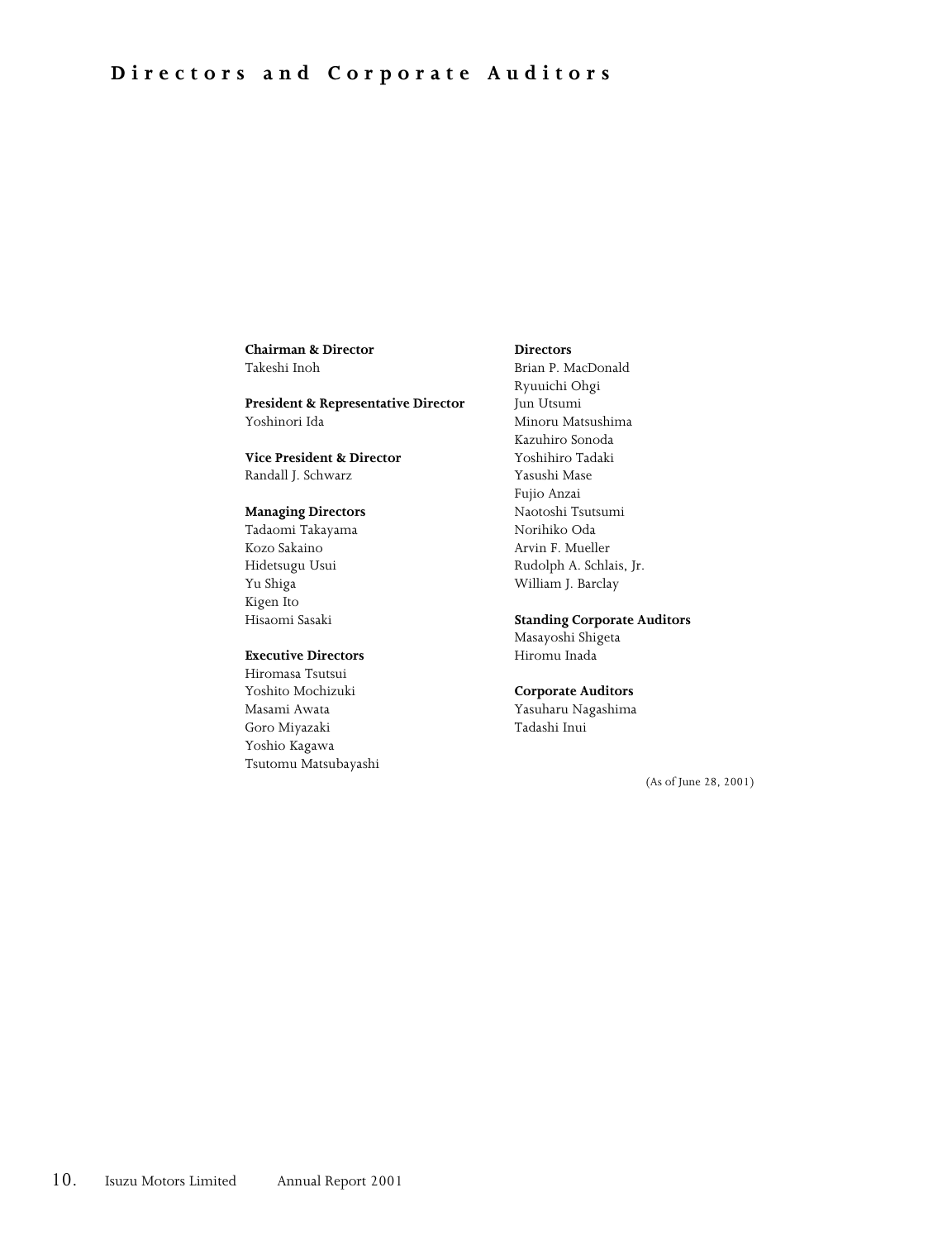# Directors and Corporate Auditors

**Chairman & Director**
Takeshi Inoh

**President & Representative Director**
Yoshinori Ida

**Vice President & Director**
Randall J. Schwarz

**Managing Directors**
Tadaomi Takayama
Kozo Sakaino
Hidetsugu Usui
Yu Shiga
Kigen Ito
Hisaomi Sasaki

**Executive Directors**
Hiromasa Tsutsui
Yoshito Mochizuki
Masami Awata
Goro Miyazaki
Yoshio Kagawa
Tsutomu Matsubayashi

**Directors**
Brian P. MacDonald
Ryuuichi Ohgi
Jun Utsumi
Minoru Matsushima
Kazuhiro Sonoda
Yoshihiro Tadaki
Yasushi Mase
Fujio Anzai
Naotoshi Tsutsumi
Norihiko Oda
Arvin F. Mueller
Rudolph A. Schlais, Jr.
William J. Barclay

**Standing Corporate Auditors**
Masayoshi Shigeta
Hiromu Inada

**Corporate Auditors**
Yasuharu Nagashima
Tadashi Inui

(As of June 28, 2001)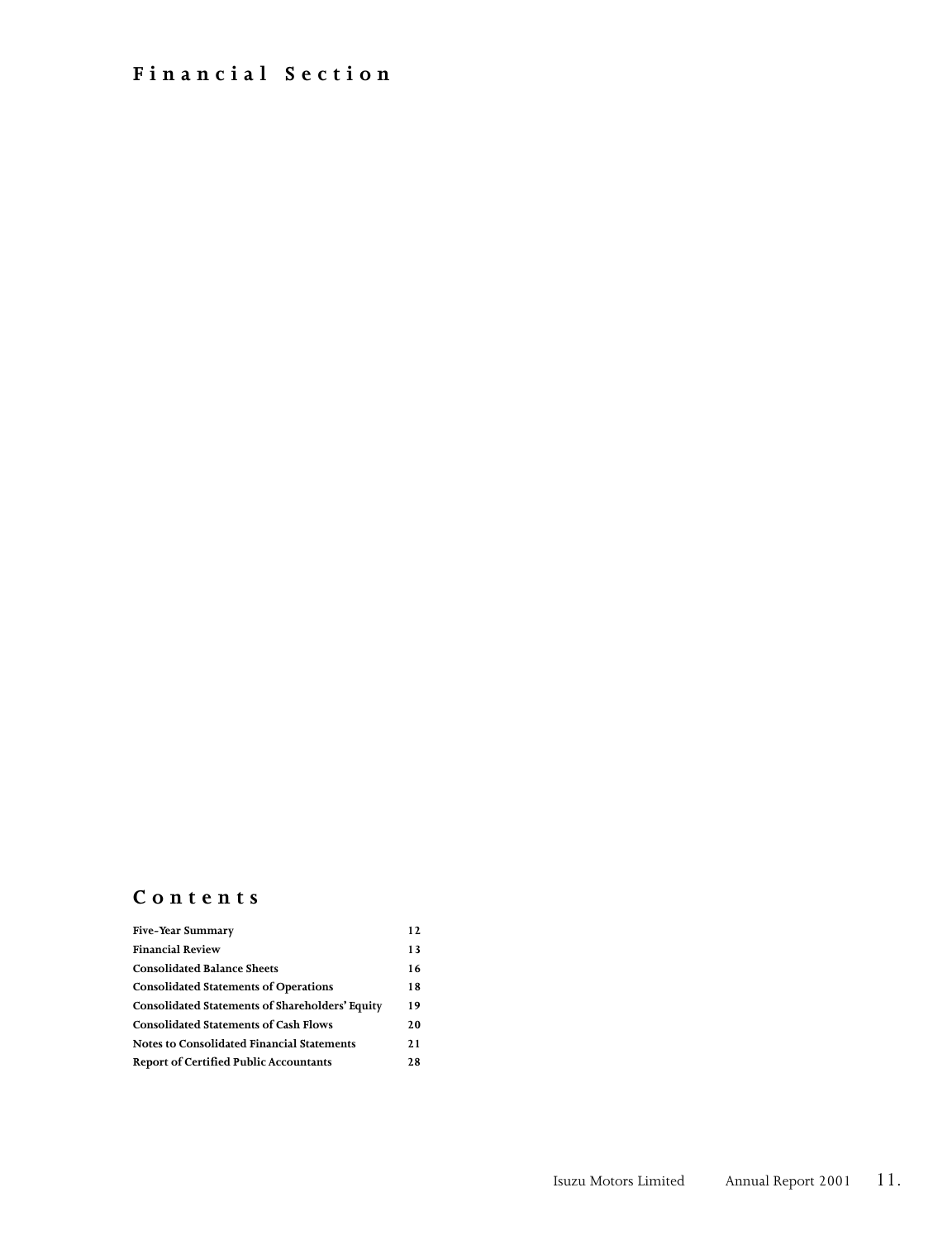# Financial Section

## Contents

| | |
|---|---|
| **Five-Year Summary** | **12** |
| **Financial Review** | **13** |
| **Consolidated Balance Sheets** | **16** |
| **Consolidated Statements of Operations** | **18** |
| **Consolidated Statements of Shareholders' Equity** | **19** |
| **Consolidated Statements of Cash Flows** | **20** |
| **Notes to Consolidated Financial Statements** | **21** |
| **Report of Certified Public Accountants** | **28** |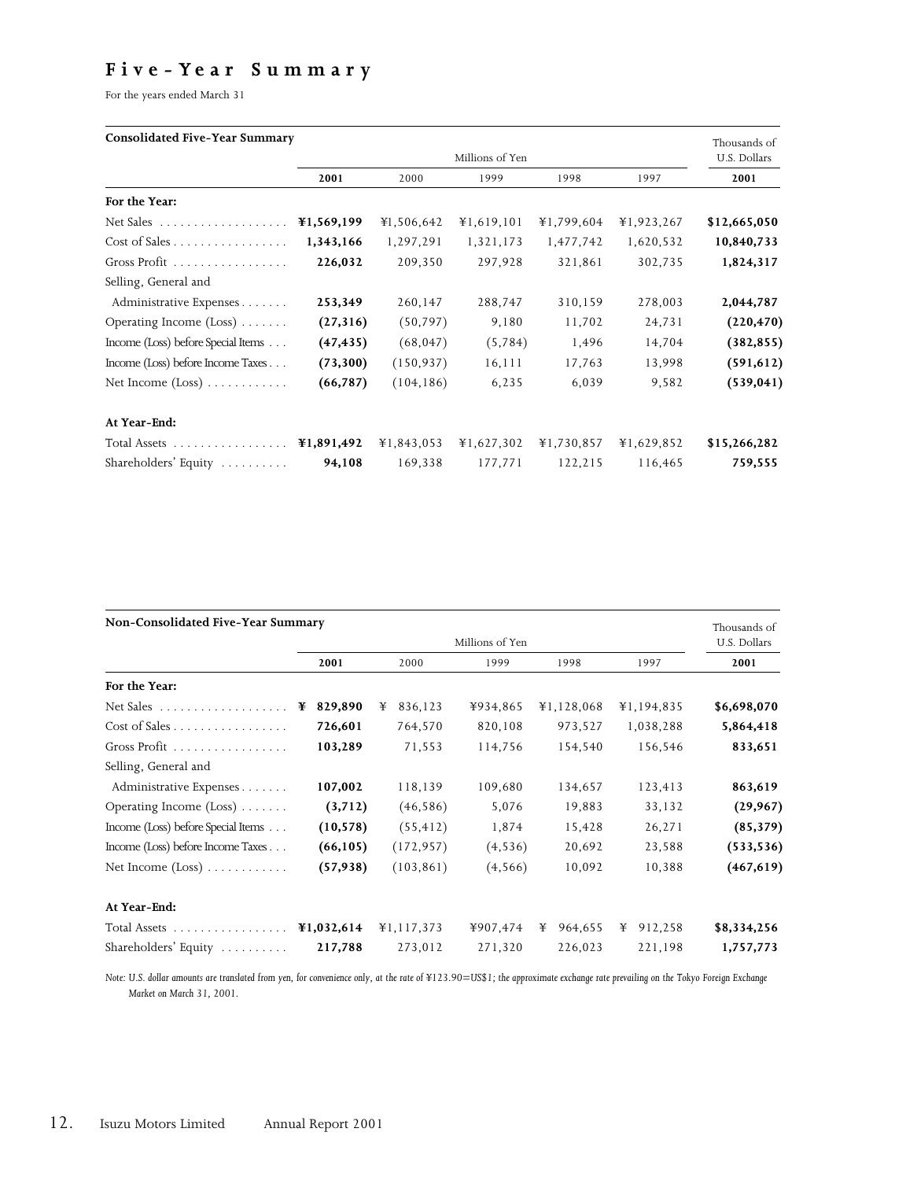# Five-Year Summary

For the years ended March 31

| Consolidated Five-Year Summary | Millions of Yen | | | | | Thousands of U.S. Dollars |
|---|---|---|---|---|---|---|
| | **2001** | 2000 | 1999 | 1998 | 1997 | **2001** |
| **For the Year:** | | | | | | |
| Net Sales | **¥1,569,199** | ¥1,506,642 | ¥1,619,101 | ¥1,799,604 | ¥1,923,267 | **$12,665,050** |
| Cost of Sales | **1,343,166** | 1,297,291 | 1,321,173 | 1,477,742 | 1,620,532 | **10,840,733** |
| Gross Profit | **226,032** | 209,350 | 297,928 | 321,861 | 302,735 | **1,824,317** |
| Selling, General and Administrative Expenses | **253,349** | 260,147 | 288,747 | 310,159 | 278,003 | **2,044,787** |
| Operating Income (Loss) | **(27,316)** | (50,797) | 9,180 | 11,702 | 24,731 | **(220,470)** |
| Income (Loss) before Special Items | **(47,435)** | (68,047) | (5,784) | 1,496 | 14,704 | **(382,855)** |
| Income (Loss) before Income Taxes | **(73,300)** | (150,937) | 16,111 | 17,763 | 13,998 | **(591,612)** |
| Net Income (Loss) | **(66,787)** | (104,186) | 6,235 | 6,039 | 9,582 | **(539,041)** |
| **At Year-End:** | | | | | | |
| Total Assets | **¥1,891,492** | ¥1,843,053 | ¥1,627,302 | ¥1,730,857 | ¥1,629,852 | **$15,266,282** |
| Shareholders' Equity | **94,108** | 169,338 | 177,771 | 122,215 | 116,465 | **759,555** |

| Non-Consolidated Five-Year Summary | Millions of Yen | | | | | Thousands of U.S. Dollars |
|---|---|---|---|---|---|---|
| | **2001** | 2000 | 1999 | 1998 | 1997 | **2001** |
| **For the Year:** | | | | | | |
| Net Sales | **¥ 829,890** | ¥ 836,123 | ¥934,865 | ¥1,128,068 | ¥1,194,835 | **$6,698,070** |
| Cost of Sales | **726,601** | 764,570 | 820,108 | 973,527 | 1,038,288 | **5,864,418** |
| Gross Profit | **103,289** | 71,553 | 114,756 | 154,540 | 156,546 | **833,651** |
| Selling, General and Administrative Expenses | **107,002** | 118,139 | 109,680 | 134,657 | 123,413 | **863,619** |
| Operating Income (Loss) | **(3,712)** | (46,586) | 5,076 | 19,883 | 33,132 | **(29,967)** |
| Income (Loss) before Special Items | **(10,578)** | (55,412) | 1,874 | 15,428 | 26,271 | **(85,379)** |
| Income (Loss) before Income Taxes | **(66,105)** | (172,957) | (4,536) | 20,692 | 23,588 | **(533,536)** |
| Net Income (Loss) | **(57,938)** | (103,861) | (4,566) | 10,092 | 10,388 | **(467,619)** |
| **At Year-End:** | | | | | | |
| Total Assets | **¥1,032,614** | ¥1,117,373 | ¥907,474 | ¥ 964,655 | ¥ 912,258 | **$8,334,256** |
| Shareholders' Equity | **217,788** | 273,012 | 271,320 | 226,023 | 221,198 | **1,757,773** |

*Note: U.S. dollar amounts are translated from yen, for convenience only, at the rate of ¥123.90=US$1; the approximate exchange rate prevailing on the Tokyo Foreign Exchange Market on March 31, 2001.*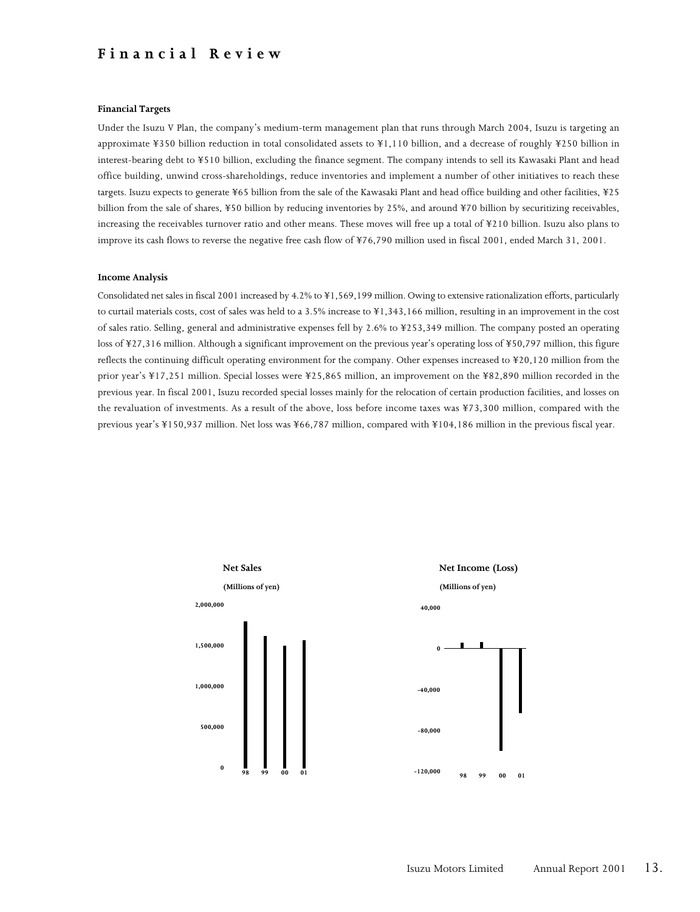# Financial Review

### Financial Targets

Under the Isuzu V Plan, the company's medium-term management plan that runs through March 2004, Isuzu is targeting an approximate ¥350 billion reduction in total consolidated assets to ¥1,110 billion, and a decrease of roughly ¥250 billion in interest-bearing debt to ¥510 billion, excluding the finance segment. The company intends to sell its Kawasaki Plant and head office building, unwind cross-shareholdings, reduce inventories and implement a number of other initiatives to reach these targets. Isuzu expects to generate ¥65 billion from the sale of the Kawasaki Plant and head office building and other facilities, ¥25 billion from the sale of shares, ¥50 billion by reducing inventories by 25%, and around ¥70 billion by securitizing receivables, increasing the receivables turnover ratio and other means. These moves will free up a total of ¥210 billion. Isuzu also plans to improve its cash flows to reverse the negative free cash flow of ¥76,790 million used in fiscal 2001, ended March 31, 2001.

### Income Analysis

Consolidated net sales in fiscal 2001 increased by 4.2% to ¥1,569,199 million. Owing to extensive rationalization efforts, particularly to curtail materials costs, cost of sales was held to a 3.5% increase to ¥1,343,166 million, resulting in an improvement in the cost of sales ratio. Selling, general and administrative expenses fell by 2.6% to ¥253,349 million. The company posted an operating loss of ¥27,316 million. Although a significant improvement on the previous year's operating loss of ¥50,797 million, this figure reflects the continuing difficult operating environment for the company. Other expenses increased to ¥20,120 million from the prior year's ¥17,251 million. Special losses were ¥25,865 million, an improvement on the ¥82,890 million recorded in the previous year. In fiscal 2001, Isuzu recorded special losses mainly for the relocation of certain production facilities, and losses on the revaluation of investments. As a result of the above, loss before income taxes was ¥73,300 million, compared with the previous year's ¥150,937 million. Net loss was ¥66,787 million, compared with ¥104,186 million in the previous fiscal year.

**Net Sales**

(Millions of yen)

**Net Income (Loss)**

(Millions of yen)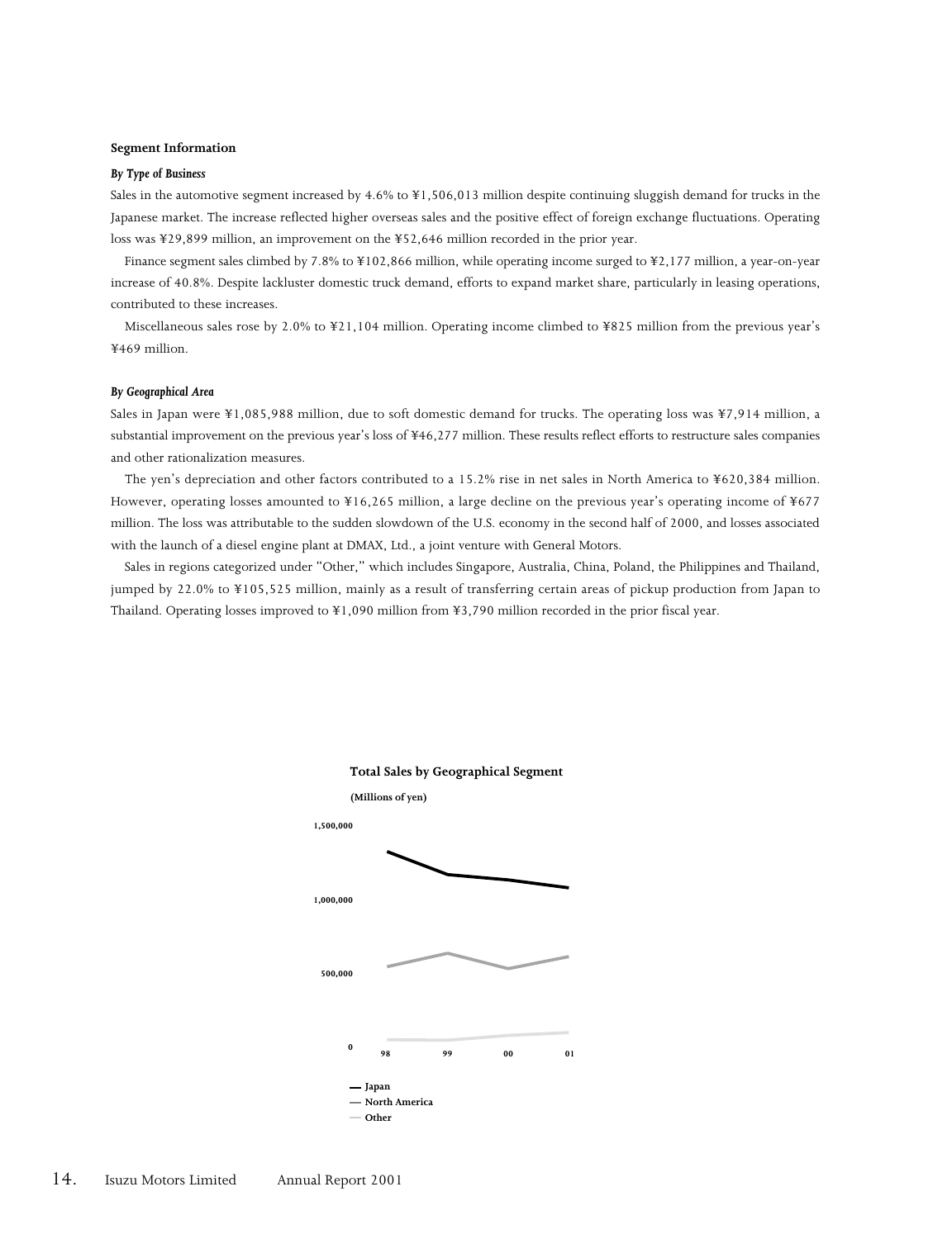## Segment Information

### *By Type of Business*

Sales in the automotive segment increased by 4.6% to ¥1,506,013 million despite continuing sluggish demand for trucks in the Japanese market. The increase reflected higher overseas sales and the positive effect of foreign exchange fluctuations. Operating loss was ¥29,899 million, an improvement on the ¥52,646 million recorded in the prior year.

Finance segment sales climbed by 7.8% to ¥102,866 million, while operating income surged to ¥2,177 million, a year-on-year increase of 40.8%. Despite lackluster domestic truck demand, efforts to expand market share, particularly in leasing operations, contributed to these increases.

Miscellaneous sales rose by 2.0% to ¥21,104 million. Operating income climbed to ¥825 million from the previous year's ¥469 million.

### *By Geographical Area*

Sales in Japan were ¥1,085,988 million, due to soft domestic demand for trucks. The operating loss was ¥7,914 million, a substantial improvement on the previous year's loss of ¥46,277 million. These results reflect efforts to restructure sales companies and other rationalization measures.

The yen's depreciation and other factors contributed to a 15.2% rise in net sales in North America to ¥620,384 million. However, operating losses amounted to ¥16,265 million, a large decline on the previous year's operating income of ¥677 million. The loss was attributable to the sudden slowdown of the U.S. economy in the second half of 2000, and losses associated with the launch of a diesel engine plant at DMAX, Ltd., a joint venture with General Motors.

Sales in regions categorized under "Other," which includes Singapore, Australia, China, Poland, the Philippines and Thailand, jumped by 22.0% to ¥105,525 million, mainly as a result of transferring certain areas of pickup production from Japan to Thailand. Operating losses improved to ¥1,090 million from ¥3,790 million recorded in the prior fiscal year.

**Total Sales by Geographical Segment**

**(Millions of yen)**

1,500,000
1,000,000
500,000
0

98 99 00 01

— Japan
— North America
— Other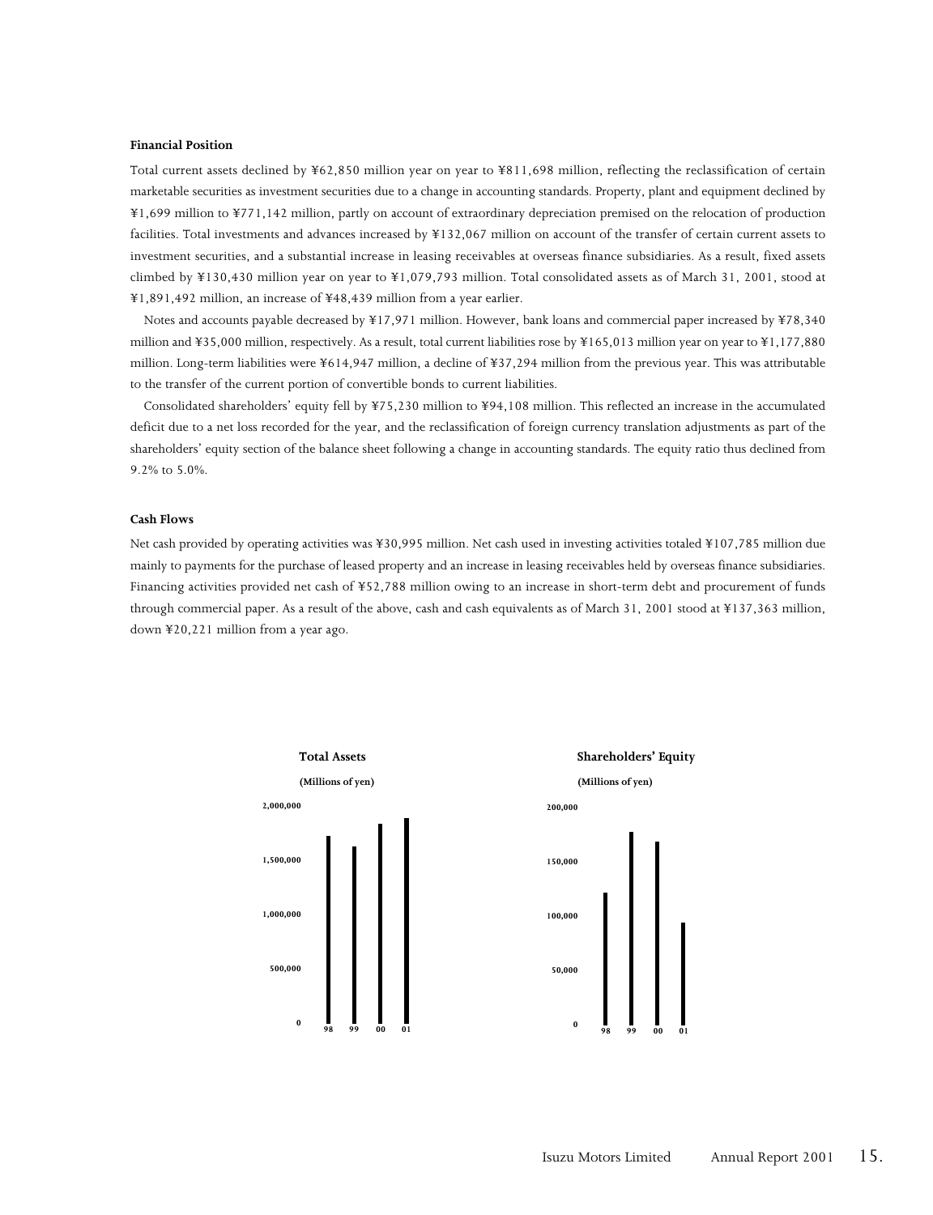### Financial Position

Total current assets declined by ¥62,850 million year on year to ¥811,698 million, reflecting the reclassification of certain marketable securities as investment securities due to a change in accounting standards. Property, plant and equipment declined by ¥1,699 million to ¥771,142 million, partly on account of extraordinary depreciation premised on the relocation of production facilities. Total investments and advances increased by ¥132,067 million on account of the transfer of certain current assets to investment securities, and a substantial increase in leasing receivables at overseas finance subsidiaries. As a result, fixed assets climbed by ¥130,430 million year on year to ¥1,079,793 million. Total consolidated assets as of March 31, 2001, stood at ¥1,891,492 million, an increase of ¥48,439 million from a year earlier.

Notes and accounts payable decreased by ¥17,971 million. However, bank loans and commercial paper increased by ¥78,340 million and ¥35,000 million, respectively. As a result, total current liabilities rose by ¥165,013 million year on year to ¥1,177,880 million. Long-term liabilities were ¥614,947 million, a decline of ¥37,294 million from the previous year. This was attributable to the transfer of the current portion of convertible bonds to current liabilities.

Consolidated shareholders' equity fell by ¥75,230 million to ¥94,108 million. This reflected an increase in the accumulated deficit due to a net loss recorded for the year, and the reclassification of foreign currency translation adjustments as part of the shareholders' equity section of the balance sheet following a change in accounting standards. The equity ratio thus declined from 9.2% to 5.0%.

### Cash Flows

Net cash provided by operating activities was ¥30,995 million. Net cash used in investing activities totaled ¥107,785 million due mainly to payments for the purchase of leased property and an increase in leasing receivables held by overseas finance subsidiaries. Financing activities provided net cash of ¥52,788 million owing to an increase in short-term debt and procurement of funds through commercial paper. As a result of the above, cash and cash equivalents as of March 31, 2001 stood at ¥137,363 million, down ¥20,221 million from a year ago.

**Total Assets**

**(Millions of yen)**

**Shareholders' Equity**

**(Millions of yen)**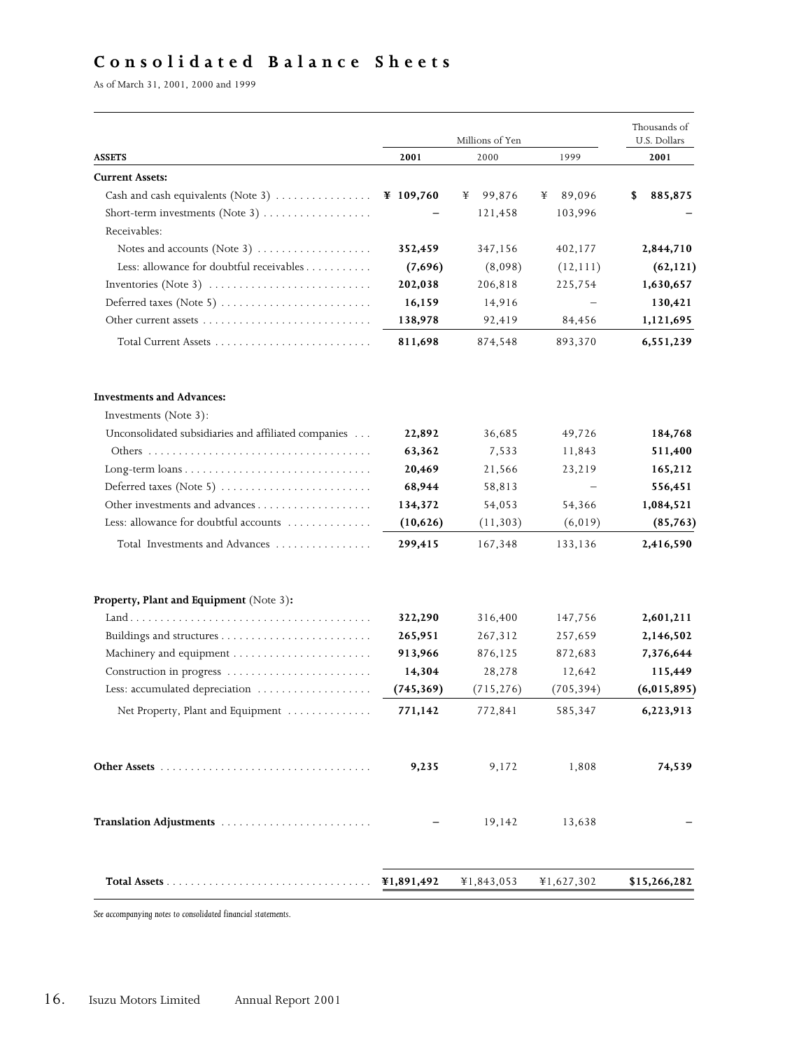# Consolidated Balance Sheets

As of March 31, 2001, 2000 and 1999

| | Millions of Yen | | | Thousands of U.S. Dollars |
|---|---|---|---|---|
| **ASSETS** | **2001** | 2000 | 1999 | **2001** |
| **Current Assets:** | | | | |
| Cash and cash equivalents (Note 3) | **¥ 109,760** | ¥ 99,876 | ¥ 89,096 | **$ 885,875** |
| Short-term investments (Note 3) | **–** | 121,458 | 103,996 | **–** |
| Receivables: | | | | |
| Notes and accounts (Note 3) | **352,459** | 347,156 | 402,177 | **2,844,710** |
| Less: allowance for doubtful receivables | **(7,696)** | (8,098) | (12,111) | **(62,121)** |
| Inventories (Note 3) | **202,038** | 206,818 | 225,754 | **1,630,657** |
| Deferred taxes (Note 5) | **16,159** | 14,916 | – | **130,421** |
| Other current assets | **138,978** | 92,419 | 84,456 | **1,121,695** |
| Total Current Assets | **811,698** | 874,548 | 893,370 | **6,551,239** |
| **Investments and Advances:** | | | | |
| Investments (Note 3): | | | | |
| Unconsolidated subsidiaries and affiliated companies | **22,892** | 36,685 | 49,726 | **184,768** |
| Others | **63,362** | 7,533 | 11,843 | **511,400** |
| Long-term loans | **20,469** | 21,566 | 23,219 | **165,212** |
| Deferred taxes (Note 5) | **68,944** | 58,813 | – | **556,451** |
| Other investments and advances | **134,372** | 54,053 | 54,366 | **1,084,521** |
| Less: allowance for doubtful accounts | **(10,626)** | (11,303) | (6,019) | **(85,763)** |
| Total Investments and Advances | **299,415** | 167,348 | 133,136 | **2,416,590** |
| **Property, Plant and Equipment** (Note 3)**:** | | | | |
| Land | **322,290** | 316,400 | 147,756 | **2,601,211** |
| Buildings and structures | **265,951** | 267,312 | 257,659 | **2,146,502** |
| Machinery and equipment | **913,966** | 876,125 | 872,683 | **7,376,644** |
| Construction in progress | **14,304** | 28,278 | 12,642 | **115,449** |
| Less: accumulated depreciation | **(745,369)** | (715,276) | (705,394) | **(6,015,895)** |
| Net Property, Plant and Equipment | **771,142** | 772,841 | 585,347 | **6,223,913** |
| **Other Assets** | **9,235** | 9,172 | 1,808 | **74,539** |
| **Translation Adjustments** | **–** | 19,142 | 13,638 | **–** |
| **Total Assets** | **¥1,891,492** | ¥1,843,053 | ¥1,627,302 | **$15,266,282** |

*See accompanying notes to consolidated financial statements.*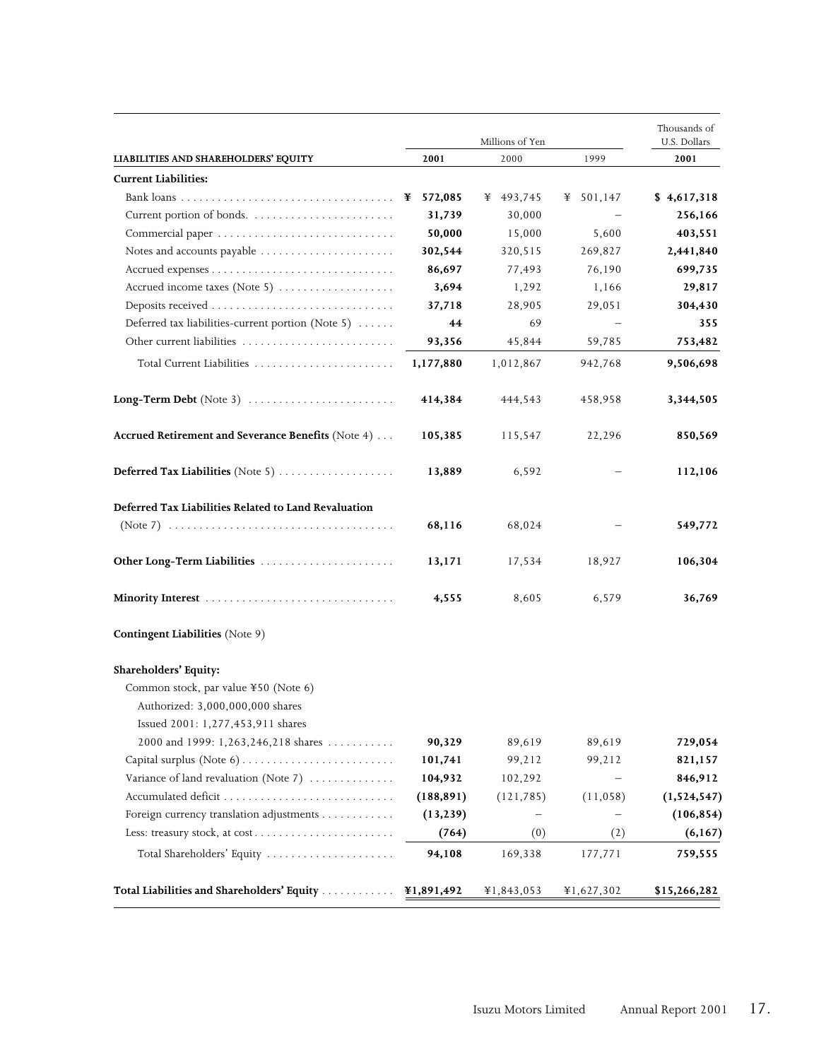| LIABILITIES AND SHAREHOLDERS' EQUITY | Millions of Yen 2001 | 2000 | 1999 | Thousands of U.S. Dollars 2001 |
|---|---|---|---|---|
| **Current Liabilities:** | | | | |
| Bank loans | **¥ 572,085** | ¥ 493,745 | ¥ 501,147 | **$ 4,617,318** |
| Current portion of bonds. | **31,739** | 30,000 | – | **256,166** |
| Commercial paper | **50,000** | 15,000 | 5,600 | **403,551** |
| Notes and accounts payable | **302,544** | 320,515 | 269,827 | **2,441,840** |
| Accrued expenses | **86,697** | 77,493 | 76,190 | **699,735** |
| Accrued income taxes (Note 5) | **3,694** | 1,292 | 1,166 | **29,817** |
| Deposits received | **37,718** | 28,905 | 29,051 | **304,430** |
| Deferred tax liabilities-current portion (Note 5) | **44** | 69 | – | **355** |
| Other current liabilities | **93,356** | 45,844 | 59,785 | **753,482** |
| Total Current Liabilities | **1,177,880** | 1,012,867 | 942,768 | **9,506,698** |
| **Long-Term Debt** (Note 3) | **414,384** | 444,543 | 458,958 | **3,344,505** |
| **Accrued Retirement and Severance Benefits** (Note 4) | **105,385** | 115,547 | 22,296 | **850,569** |
| **Deferred Tax Liabilities** (Note 5) | **13,889** | 6,592 | – | **112,106** |
| **Deferred Tax Liabilities Related to Land Revaluation** (Note 7) | **68,116** | 68,024 | – | **549,772** |
| **Other Long-Term Liabilities** | **13,171** | 17,534 | 18,927 | **106,304** |
| **Minority Interest** | **4,555** | 8,605 | 6,579 | **36,769** |
| **Contingent Liabilities** (Note 9) | | | | |
| **Shareholders' Equity:** | | | | |
| Common stock, par value ¥50 (Note 6) Authorized: 3,000,000,000 shares Issued 2001: 1,277,453,911 shares 2000 and 1999: 1,263,246,218 shares | **90,329** | 89,619 | 89,619 | **729,054** |
| Capital surplus (Note 6) | **101,741** | 99,212 | 99,212 | **821,157** |
| Variance of land revaluation (Note 7) | **104,932** | 102,292 | – | **846,912** |
| Accumulated deficit | **(188,891)** | (121,785) | (11,058) | **(1,524,547)** |
| Foreign currency translation adjustments | **(13,239)** | – | – | **(106,854)** |
| Less: treasury stock, at cost | **(764)** | (0) | (2) | **(6,167)** |
| Total Shareholders' Equity | **94,108** | 169,338 | 177,771 | **759,555** |
| **Total Liabilities and Shareholders' Equity** | **¥1,891,492** | ¥1,843,053 | ¥1,627,302 | **$15,266,282** |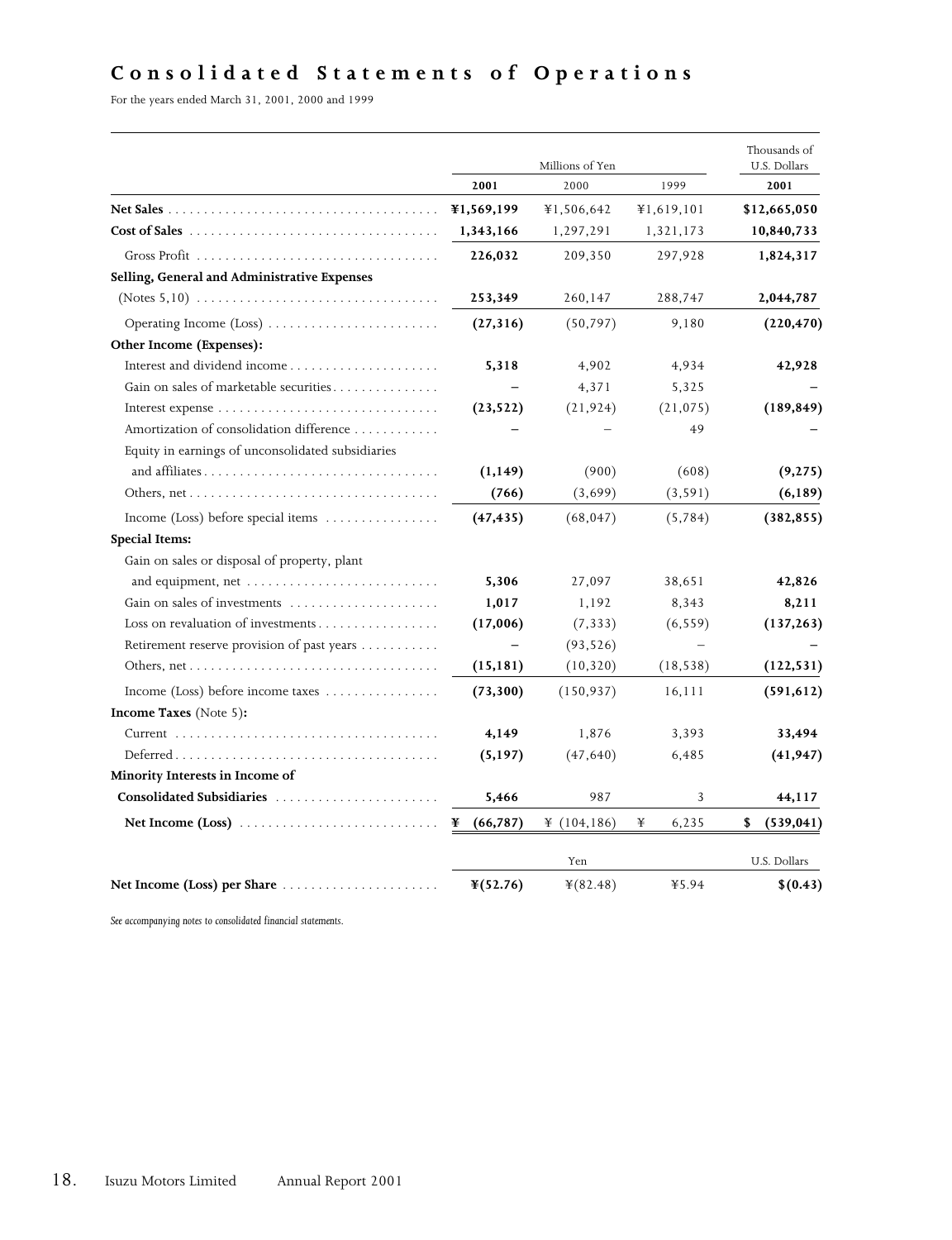# Consolidated Statements of Operations

For the years ended March 31, 2001, 2000 and 1999

| | Millions of Yen | | | Thousands of U.S. Dollars |
|---|---|---|---|---|
| | **2001** | 2000 | 1999 | **2001** |
| **Net Sales** | **¥1,569,199** | ¥1,506,642 | ¥1,619,101 | **$12,665,050** |
| **Cost of Sales** | **1,343,166** | 1,297,291 | 1,321,173 | **10,840,733** |
| Gross Profit | **226,032** | 209,350 | 297,928 | **1,824,317** |
| **Selling, General and Administrative Expenses** (Notes 5,10) | **253,349** | 260,147 | 288,747 | **2,044,787** |
| Operating Income (Loss) | **(27,316)** | (50,797) | 9,180 | **(220,470)** |
| **Other Income (Expenses):** | | | | |
| Interest and dividend income | **5,318** | 4,902 | 4,934 | **42,928** |
| Gain on sales of marketable securities | **–** | 4,371 | 5,325 | **–** |
| Interest expense | **(23,522)** | (21,924) | (21,075) | **(189,849)** |
| Amortization of consolidation difference | **–** | – | 49 | **–** |
| Equity in earnings of unconsolidated subsidiaries and affiliates | **(1,149)** | (900) | (608) | **(9,275)** |
| Others, net | **(766)** | (3,699) | (3,591) | **(6,189)** |
| Income (Loss) before special items | **(47,435)** | (68,047) | (5,784) | **(382,855)** |
| **Special Items:** | | | | |
| Gain on sales or disposal of property, plant and equipment, net | **5,306** | 27,097 | 38,651 | **42,826** |
| Gain on sales of investments | **1,017** | 1,192 | 8,343 | **8,211** |
| Loss on revaluation of investments | **(17,006)** | (7,333) | (6,559) | **(137,263)** |
| Retirement reserve provision of past years | **–** | (93,526) | – | **–** |
| Others, net | **(15,181)** | (10,320) | (18,538) | **(122,531)** |
| Income (Loss) before income taxes | **(73,300)** | (150,937) | 16,111 | **(591,612)** |
| **Income Taxes** (Note 5)**:** | | | | |
| Current | **4,149** | 1,876 | 3,393 | **33,494** |
| Deferred | **(5,197)** | (47,640) | 6,485 | **(41,947)** |
| **Minority Interests in Income of Consolidated Subsidiaries** | **5,466** | 987 | 3 | **44,117** |
| **Net Income (Loss)** | **¥ (66,787)** | ¥ (104,186) | ¥ 6,235 | **$ (539,041)** |
| | Yen | | | U.S. Dollars |
| **Net Income (Loss) per Share** | **¥(52.76)** | ¥(82.48) | ¥5.94 | **$(0.43)** |

*See accompanying notes to consolidated financial statements.*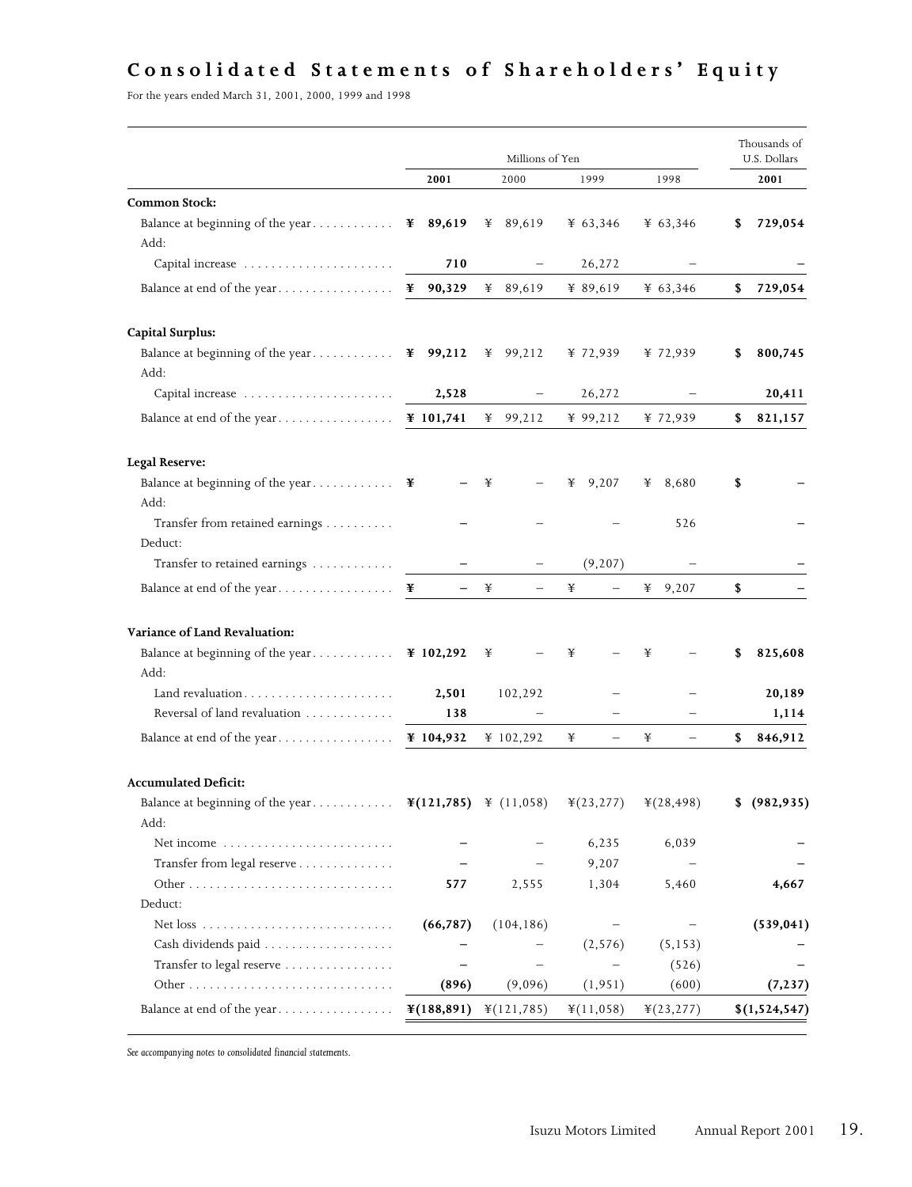# Consolidated Statements of Shareholders' Equity

For the years ended March 31, 2001, 2000, 1999 and 1998

| | Millions of Yen | | | | Thousands of U.S. Dollars |
|---|---|---|---|---|---|
| | **2001** | 2000 | 1999 | 1998 | **2001** |
| **Common Stock:** | | | | | |
| Balance at beginning of the year | **¥ 89,619** | ¥ 89,619 | ¥ 63,346 | ¥ 63,346 | **$ 729,054** |
| Add: | | | | | |
| Capital increase | **710** | – | 26,272 | – | **–** |
| Balance at end of the year | **¥ 90,329** | ¥ 89,619 | ¥ 89,619 | ¥ 63,346 | **$ 729,054** |
| **Capital Surplus:** | | | | | |
| Balance at beginning of the year | **¥ 99,212** | ¥ 99,212 | ¥ 72,939 | ¥ 72,939 | **$ 800,745** |
| Add: | | | | | |
| Capital increase | **2,528** | – | 26,272 | – | **20,411** |
| Balance at end of the year | **¥ 101,741** | ¥ 99,212 | ¥ 99,212 | ¥ 72,939 | **$ 821,157** |
| **Legal Reserve:** | | | | | |
| Balance at beginning of the year | **¥ –** | ¥ – | ¥ 9,207 | ¥ 8,680 | **$ –** |
| Add: | | | | | |
| Transfer from retained earnings | **–** | – | – | 526 | **–** |
| Deduct: | | | | | |
| Transfer to retained earnings | **–** | – | (9,207) | – | **–** |
| Balance at end of the year | **¥ –** | ¥ – | ¥ – | ¥ 9,207 | **$ –** |
| **Variance of Land Revaluation:** | | | | | |
| Balance at beginning of the year | **¥ 102,292** | ¥ – | ¥ – | ¥ – | **$ 825,608** |
| Add: | | | | | |
| Land revaluation | **2,501** | 102,292 | – | – | **20,189** |
| Reversal of land revaluation | **138** | – | – | – | **1,114** |
| Balance at end of the year | **¥ 104,932** | ¥ 102,292 | ¥ – | ¥ – | **$ 846,912** |
| **Accumulated Deficit:** | | | | | |
| Balance at beginning of the year | **¥(121,785)** | ¥ (11,058) | ¥(23,277) | ¥(28,498) | **$ (982,935)** |
| Add: | | | | | |
| Net income | **–** | – | 6,235 | 6,039 | **–** |
| Transfer from legal reserve | **–** | – | 9,207 | – | **–** |
| Other | **577** | 2,555 | 1,304 | 5,460 | **4,667** |
| Deduct: | | | | | |
| Net loss | **(66,787)** | (104,186) | – | – | **(539,041)** |
| Cash dividends paid | **–** | – | (2,576) | (5,153) | **–** |
| Transfer to legal reserve | **–** | – | – | (526) | **–** |
| Other | **(896)** | (9,096) | (1,951) | (600) | **(7,237)** |
| Balance at end of the year | **¥(188,891)** | ¥(121,785) | ¥(11,058) | ¥(23,277) | **$(1,524,547)** |

*See accompanying notes to consolidated financial statements.*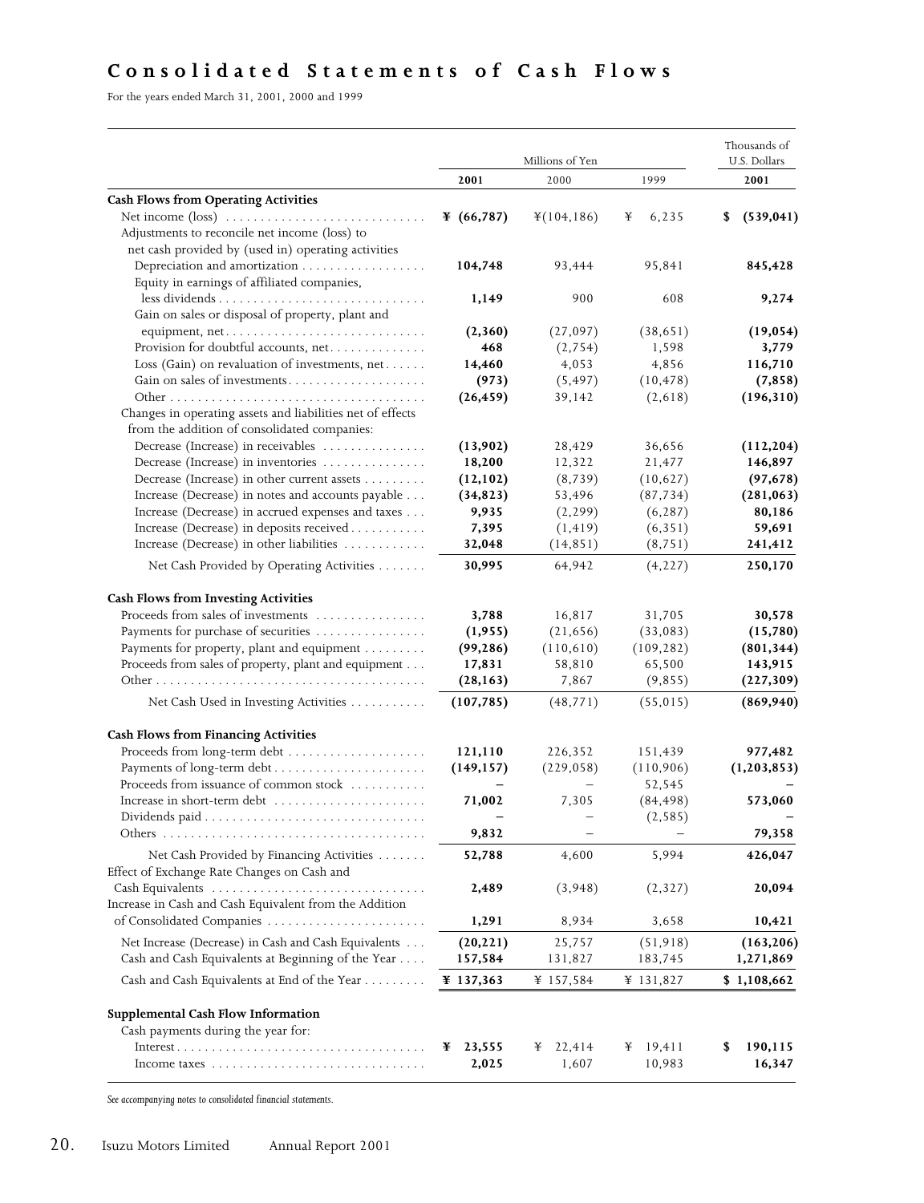# Consolidated Statements of Cash Flows

For the years ended March 31, 2001, 2000 and 1999

| | Millions of Yen | | | Thousands of U.S. Dollars |
|---|---|---|---|---|
| | **2001** | 2000 | 1999 | **2001** |
| **Cash Flows from Operating Activities** | | | | |
| Net income (loss) | **¥ (66,787)** | ¥(104,186) | ¥ 6,235 | **$ (539,041)** |
| Adjustments to reconcile net income (loss) to net cash provided by (used in) operating activities | | | | |
| Depreciation and amortization | **104,748** | 93,444 | 95,841 | **845,428** |
| Equity in earnings of affiliated companies, less dividends | **1,149** | 900 | 608 | **9,274** |
| Gain on sales or disposal of property, plant and equipment, net | **(2,360)** | (27,097) | (38,651) | **(19,054)** |
| Provision for doubtful accounts, net | **468** | (2,754) | 1,598 | **3,779** |
| Loss (Gain) on revaluation of investments, net | **14,460** | 4,053 | 4,856 | **116,710** |
| Gain on sales of investments | **(973)** | (5,497) | (10,478) | **(7,858)** |
| Other | **(26,459)** | 39,142 | (2,618) | **(196,310)** |
| Changes in operating assets and liabilities net of effects from the addition of consolidated companies: | | | | |
| Decrease (Increase) in receivables | **(13,902)** | 28,429 | 36,656 | **(112,204)** |
| Decrease (Increase) in inventories | **18,200** | 12,322 | 21,477 | **146,897** |
| Decrease (Increase) in other current assets | **(12,102)** | (8,739) | (10,627) | **(97,678)** |
| Increase (Decrease) in notes and accounts payable | **(34,823)** | 53,496 | (87,734) | **(281,063)** |
| Increase (Decrease) in accrued expenses and taxes | **9,935** | (2,299) | (6,287) | **80,186** |
| Increase (Decrease) in deposits received | **7,395** | (1,419) | (6,351) | **59,691** |
| Increase (Decrease) in other liabilities | **32,048** | (14,851) | (8,751) | **241,412** |
| Net Cash Provided by Operating Activities | **30,995** | 64,942 | (4,227) | **250,170** |
| **Cash Flows from Investing Activities** | | | | |
| Proceeds from sales of investments | **3,788** | 16,817 | 31,705 | **30,578** |
| Payments for purchase of securities | **(1,955)** | (21,656) | (33,083) | **(15,780)** |
| Payments for property, plant and equipment | **(99,286)** | (110,610) | (109,282) | **(801,344)** |
| Proceeds from sales of property, plant and equipment | **17,831** | 58,810 | 65,500 | **143,915** |
| Other | **(28,163)** | 7,867 | (9,855) | **(227,309)** |
| Net Cash Used in Investing Activities | **(107,785)** | (48,771) | (55,015) | **(869,940)** |
| **Cash Flows from Financing Activities** | | | | |
| Proceeds from long-term debt | **121,110** | 226,352 | 151,439 | **977,482** |
| Payments of long-term debt | **(149,157)** | (229,058) | (110,906) | **(1,203,853)** |
| Proceeds from issuance of common stock | **–** | – | 52,545 | **–** |
| Increase in short-term debt | **71,002** | 7,305 | (84,498) | **573,060** |
| Dividends paid | **–** | – | (2,585) | **–** |
| Others | **9,832** | – | – | **79,358** |
| Net Cash Provided by Financing Activities | **52,788** | 4,600 | 5,994 | **426,047** |
| Effect of Exchange Rate Changes on Cash and Cash Equivalents | **2,489** | (3,948) | (2,327) | **20,094** |
| Increase in Cash and Cash Equivalent from the Addition of Consolidated Companies | **1,291** | 8,934 | 3,658 | **10,421** |
| Net Increase (Decrease) in Cash and Cash Equivalents | **(20,221)** | 25,757 | (51,918) | **(163,206)** |
| Cash and Cash Equivalents at Beginning of the Year | **157,584** | 131,827 | 183,745 | **1,271,869** |
| Cash and Cash Equivalents at End of the Year | **¥ 137,363** | ¥ 157,584 | ¥ 131,827 | **$ 1,108,662** |
| **Supplemental Cash Flow Information** | | | | |
| Cash payments during the year for: | | | | |
| Interest | **¥ 23,555** | ¥ 22,414 | ¥ 19,411 | **$ 190,115** |
| Income taxes | **2,025** | 1,607 | 10,983 | **16,347** |

*See accompanying notes to consolidated financial statements.*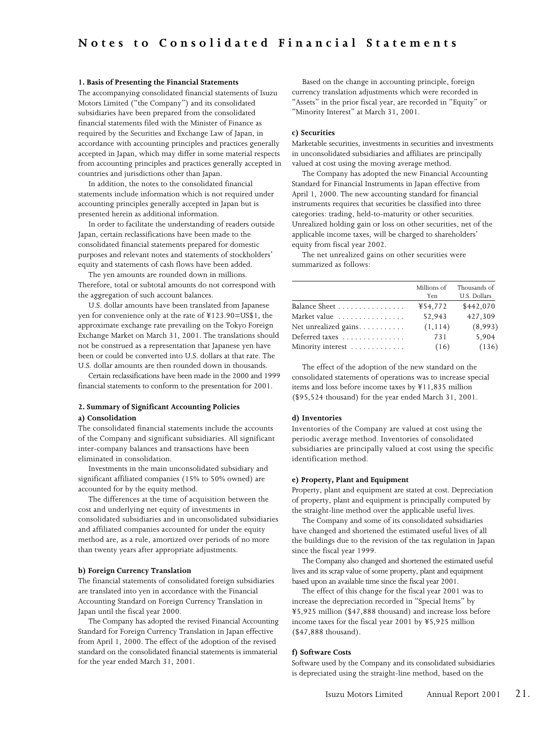# Notes to Consolidated Financial Statements

**1. Basis of Presenting the Financial Statements**

The accompanying consolidated financial statements of Isuzu Motors Limited ("the Company") and its consolidated subsidiaries have been prepared from the consolidated financial statements filed with the Minister of Finance as required by the Securities and Exchange Law of Japan, in accordance with accounting principles and practices generally accepted in Japan, which may differ in some material respects from accounting principles and practices generally accepted in countries and jurisdictions other than Japan.

In addition, the notes to the consolidated financial statements include information which is not required under accounting principles generally accepted in Japan but is presented herein as additional information.

In order to facilitate the understanding of readers outside Japan, certain reclassifications have been made to the consolidated financial statements prepared for domestic purposes and relevant notes and statements of stockholders' equity and statements of cash flows have been added.

The yen amounts are rounded down in millions. Therefore, total or subtotal amounts do not correspond with the aggregation of such account balances.

U.S. dollar amounts have been translated from Japanese yen for convenience only at the rate of ¥123.90=US$1, the approximate exchange rate prevailing on the Tokyo Foreign Exchange Market on March 31, 2001. The translations should not be construed as a representation that Japanese yen have been or could be converted into U.S. dollars at that rate. The U.S. dollar amounts are then rounded down in thousands.

Certain reclassifications have been made in the 2000 and 1999 financial statements to conform to the presentation for 2001.

**2. Summary of Significant Accounting Policies**

**a) Consolidation**

The consolidated financial statements include the accounts of the Company and significant subsidiaries. All significant inter-company balances and transactions have been eliminated in consolidation.

Investments in the main unconsolidated subsidiary and significant affiliated companies (15% to 50% owned) are accounted for by the equity method.

The differences at the time of acquisition between the cost and underlying net equity of investments in consolidated subsidiaries and in unconsolidated subsidiaries and affiliated companies accounted for under the equity method are, as a rule, amortized over periods of no more than twenty years after appropriate adjustments.

**b) Foreign Currency Translation**

The financial statements of consolidated foreign subsidiaries are translated into yen in accordance with the Financial Accounting Standard on Foreign Currency Translation in Japan until the fiscal year 2000.

The Company has adopted the revised Financial Accounting Standard for Foreign Currency Translation in Japan effective from April 1, 2000. The effect of the adoption of the revised standard on the consolidated financial statements is immaterial for the year ended March 31, 2001.

Based on the change in accounting principle, foreign currency translation adjustments which were recorded in "Assets" in the prior fiscal year, are recorded in "Equity" or "Minority Interest" at March 31, 2001.

**c) Securities**

Marketable securities, investments in securities and investments in unconsolidated subsidiaries and affiliates are principally valued at cost using the moving average method.

The Company has adopted the new Financial Accounting Standard for Financial Instruments in Japan effective from April 1, 2000. The new accounting standard for financial instruments requires that securities be classified into three categories: trading, held-to-maturity or other securities. Unrealized holding gain or loss on other securities, net of the applicable income taxes, will be charged to shareholders' equity from fiscal year 2002.

The net unrealized gains on other securities were summarized as follows:

| | Millions of Yen | Thousands of U.S. Dollars |
|---|---|---|
| Balance Sheet | ¥54,772 | $442,070 |
| Market value | 52,943 | 427,309 |
| Net unrealized gains | (1,114) | (8,993) |
| Deferred taxes | 731 | 5,904 |
| Minority interest | (16) | (136) |

The effect of the adoption of the new standard on the consolidated statements of operations was to increase special items and loss before income taxes by ¥11,835 million ($95,524 thousand) for the year ended March 31, 2001.

**d) Inventories**

Inventories of the Company are valued at cost using the periodic average method. Inventories of consolidated subsidiaries are principally valued at cost using the specific identification method.

**e) Property, Plant and Equipment**

Property, plant and equipment are stated at cost. Depreciation of property, plant and equipment is principally computed by the straight-line method over the applicable useful lives.

The Company and some of its consolidated subsidiaries have changed and shortened the estimated useful lives of all the buildings due to the revision of the tax regulation in Japan since the fiscal year 1999.

The Company also changed and shortened the estimated useful lives and its scrap value of some property, plant and equipment based upon an available time since the fiscal year 2001.

The effect of this change for the fiscal year 2001 was to increase the depreciation recorded in "Special Items" by ¥5,925 million ($47,888 thousand) and increase loss before income taxes for the fiscal year 2001 by ¥5,925 million ($47,888 thousand).

**f) Software Costs**

Software used by the Company and its consolidated subsidiaries is depreciated using the straight-line method, based on the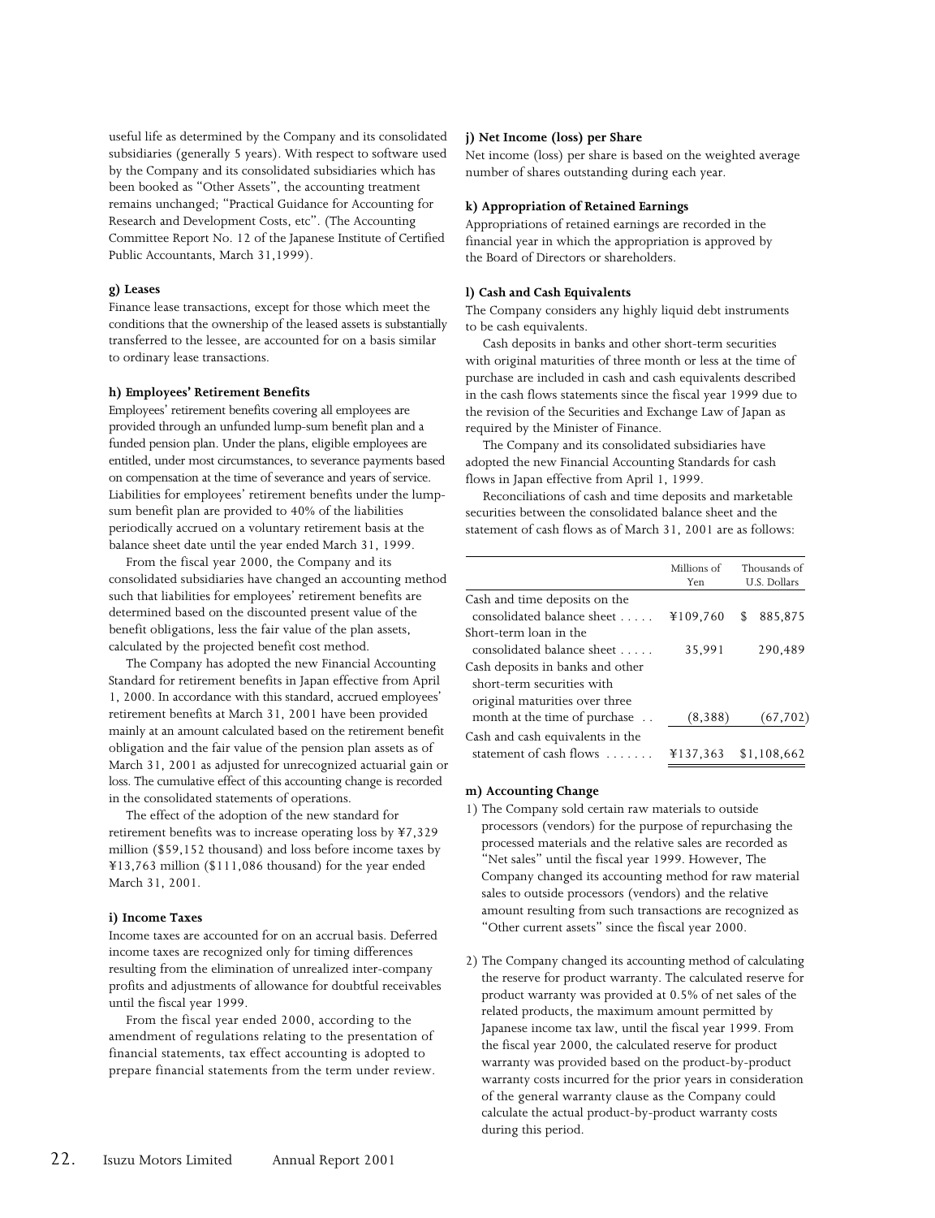useful life as determined by the Company and its consolidated subsidiaries (generally 5 years). With respect to software used by the Company and its consolidated subsidiaries which has been booked as "Other Assets", the accounting treatment remains unchanged; "Practical Guidance for Accounting for Research and Development Costs, etc". (The Accounting Committee Report No. 12 of the Japanese Institute of Certified Public Accountants, March 31,1999).

**g) Leases**

Finance lease transactions, except for those which meet the conditions that the ownership of the leased assets is substantially transferred to the lessee, are accounted for on a basis similar to ordinary lease transactions.

**h) Employees' Retirement Benefits**

Employees' retirement benefits covering all employees are provided through an unfunded lump-sum benefit plan and a funded pension plan. Under the plans, eligible employees are entitled, under most circumstances, to severance payments based on compensation at the time of severance and years of service. Liabilities for employees' retirement benefits under the lump-sum benefit plan are provided to 40% of the liabilities periodically accrued on a voluntary retirement basis at the balance sheet date until the year ended March 31, 1999.

From the fiscal year 2000, the Company and its consolidated subsidiaries have changed an accounting method such that liabilities for employees' retirement benefits are determined based on the discounted present value of the benefit obligations, less the fair value of the plan assets, calculated by the projected benefit cost method.

The Company has adopted the new Financial Accounting Standard for retirement benefits in Japan effective from April 1, 2000. In accordance with this standard, accrued employees' retirement benefits at March 31, 2001 have been provided mainly at an amount calculated based on the retirement benefit obligation and the fair value of the pension plan assets as of March 31, 2001 as adjusted for unrecognized actuarial gain or loss. The cumulative effect of this accounting change is recorded in the consolidated statements of operations.

The effect of the adoption of the new standard for retirement benefits was to increase operating loss by ¥7,329 million ($59,152 thousand) and loss before income taxes by ¥13,763 million ($111,086 thousand) for the year ended March 31, 2001.

**i) Income Taxes**

Income taxes are accounted for on an accrual basis. Deferred income taxes are recognized only for timing differences resulting from the elimination of unrealized inter-company profits and adjustments of allowance for doubtful receivables until the fiscal year 1999.

From the fiscal year ended 2000, according to the amendment of regulations relating to the presentation of financial statements, tax effect accounting is adopted to prepare financial statements from the term under review.

**j) Net Income (loss) per Share**

Net income (loss) per share is based on the weighted average number of shares outstanding during each year.

**k) Appropriation of Retained Earnings**

Appropriations of retained earnings are recorded in the financial year in which the appropriation is approved by the Board of Directors or shareholders.

**l) Cash and Cash Equivalents**

The Company considers any highly liquid debt instruments to be cash equivalents.

Cash deposits in banks and other short-term securities with original maturities of three month or less at the time of purchase are included in cash and cash equivalents described in the cash flows statements since the fiscal year 1999 due to the revision of the Securities and Exchange Law of Japan as required by the Minister of Finance.

The Company and its consolidated subsidiaries have adopted the new Financial Accounting Standards for cash flows in Japan effective from April 1, 1999.

Reconciliations of cash and time deposits and marketable securities between the consolidated balance sheet and the statement of cash flows as of March 31, 2001 are as follows:

| | Millions of Yen | Thousands of U.S. Dollars |
|---|---|---|
| Cash and time deposits on the consolidated balance sheet | ¥109,760 | $ 885,875 |
| Short-term loan in the consolidated balance sheet | 35,991 | 290,489 |
| Cash deposits in banks and other short-term securities with original maturities over three month at the time of purchase | (8,388) | (67,702) |
| Cash and cash equivalents in the statement of cash flows | ¥137,363 | $1,108,662 |

**m) Accounting Change**

1) The Company sold certain raw materials to outside processors (vendors) for the purpose of repurchasing the processed materials and the relative sales are recorded as "Net sales" until the fiscal year 1999. However, The Company changed its accounting method for raw material sales to outside processors (vendors) and the relative amount resulting from such transactions are recognized as "Other current assets" since the fiscal year 2000.

2) The Company changed its accounting method of calculating the reserve for product warranty. The calculated reserve for product warranty was provided at 0.5% of net sales of the related products, the maximum amount permitted by Japanese income tax law, until the fiscal year 1999. From the fiscal year 2000, the calculated reserve for product warranty was provided based on the product-by-product warranty costs incurred for the prior years in consideration of the general warranty clause as the Company could calculate the actual product-by-product warranty costs during this period.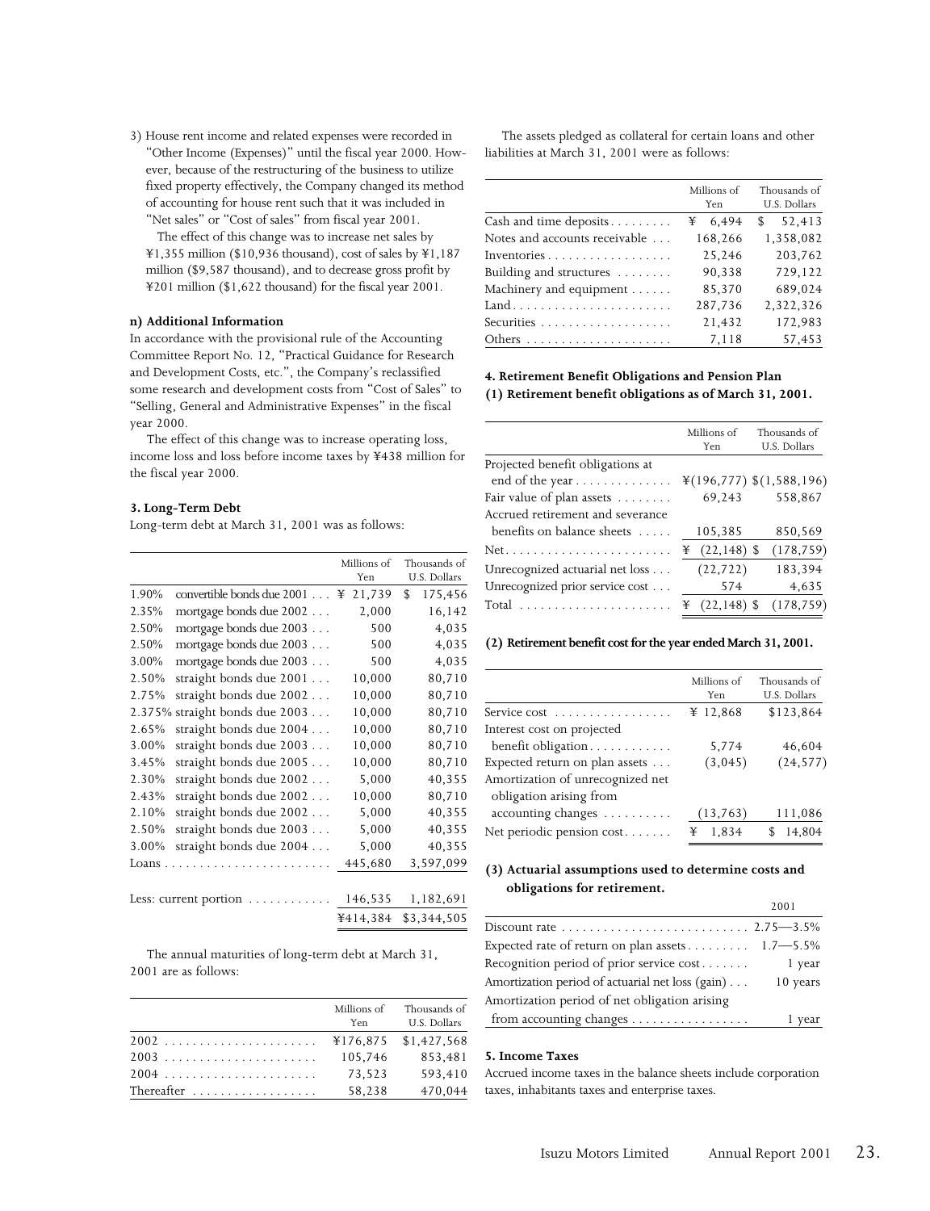3) House rent income and related expenses were recorded in "Other Income (Expenses)" until the fiscal year 2000. However, because of the restructuring of the business to utilize fixed property effectively, the Company changed its method of accounting for house rent such that it was included in "Net sales" or "Cost of sales" from fiscal year 2001.

The effect of this change was to increase net sales by ¥1,355 million ($10,936 thousand), cost of sales by ¥1,187 million ($9,587 thousand), and to decrease gross profit by ¥201 million ($1,622 thousand) for the fiscal year 2001.

**n) Additional Information**

In accordance with the provisional rule of the Accounting Committee Report No. 12, "Practical Guidance for Research and Development Costs, etc.", the Company's reclassified some research and development costs from "Cost of Sales" to "Selling, General and Administrative Expenses" in the fiscal year 2000.

The effect of this change was to increase operating loss, income loss and loss before income taxes by ¥438 million for the fiscal year 2000.

**3. Long-Term Debt**

Long-term debt at March 31, 2001 was as follows:

| | | Millions of Yen | Thousands of U.S. Dollars |
|---|---|---|---|
| 1.90% | convertible bonds due 2001 | ¥ 21,739 | $ 175,456 |
| 2.35% | mortgage bonds due 2002 | 2,000 | 16,142 |
| 2.50% | mortgage bonds due 2003 | 500 | 4,035 |
| 2.50% | mortgage bonds due 2003 | 500 | 4,035 |
| 3.00% | mortgage bonds due 2003 | 500 | 4,035 |
| 2.50% | straight bonds due 2001 | 10,000 | 80,710 |
| 2.75% | straight bonds due 2002 | 10,000 | 80,710 |
| 2.375% | straight bonds due 2003 | 10,000 | 80,710 |
| 2.65% | straight bonds due 2004 | 10,000 | 80,710 |
| 3.00% | straight bonds due 2003 | 10,000 | 80,710 |
| 3.45% | straight bonds due 2005 | 10,000 | 80,710 |
| 2.30% | straight bonds due 2002 | 5,000 | 40,355 |
| 2.43% | straight bonds due 2002 | 10,000 | 80,710 |
| 2.10% | straight bonds due 2002 | 5,000 | 40,355 |
| 2.50% | straight bonds due 2003 | 5,000 | 40,355 |
| 3.00% | straight bonds due 2004 | 5,000 | 40,355 |
| Loans | | 445,680 | 3,597,099 |
| Less: current portion | | 146,535 | 1,182,691 |
| | | ¥414,384 | $3,344,505 |

The annual maturities of long-term debt at March 31, 2001 are as follows:

| | Millions of Yen | Thousands of U.S. Dollars |
|---|---|---|
| 2002 | ¥176,875 | $1,427,568 |
| 2003 | 105,746 | 853,481 |
| 2004 | 73,523 | 593,410 |
| Thereafter | 58,238 | 470,044 |

The assets pledged as collateral for certain loans and other liabilities at March 31, 2001 were as follows:

| | Millions of Yen | Thousands of U.S. Dollars |
|---|---|---|
| Cash and time deposits | ¥ 6,494 | $ 52,413 |
| Notes and accounts receivable | 168,266 | 1,358,082 |
| Inventories | 25,246 | 203,762 |
| Building and structures | 90,338 | 729,122 |
| Machinery and equipment | 85,370 | 689,024 |
| Land | 287,736 | 2,322,326 |
| Securities | 21,432 | 172,983 |
| Others | 7,118 | 57,453 |

**4. Retirement Benefit Obligations and Pension Plan**

**(1) Retirement benefit obligations as of March 31, 2001.**

| | Millions of Yen | Thousands of U.S. Dollars |
|---|---|---|
| Projected benefit obligations at end of the year | ¥(196,777) | $(1,588,196) |
| Fair value of plan assets | 69,243 | 558,867 |
| Accrued retirement and severance benefits on balance sheets | 105,385 | 850,569 |
| Net | ¥ (22,148) | $ (178,759) |
| Unrecognized actuarial net loss | (22,722) | 183,394 |
| Unrecognized prior service cost | 574 | 4,635 |
| Total | ¥ (22,148) | $ (178,759) |

**(2) Retirement benefit cost for the year ended March 31, 2001.**

| | Millions of Yen | Thousands of U.S. Dollars |
|---|---|---|
| Service cost | ¥ 12,868 | $123,864 |
| Interest cost on projected benefit obligation | 5,774 | 46,604 |
| Expected return on plan assets | (3,045) | (24,577) |
| Amortization of unrecognized net obligation arising from accounting changes | (13,763) | 111,086 |
| Net periodic pension cost | ¥ 1,834 | $ 14,804 |

**(3) Actuarial assumptions used to determine costs and obligations for retirement.**

| | 2001 |
|---|---|
| Discount rate | 2.75—3.5% |
| Expected rate of return on plan assets | 1.7—5.5% |
| Recognition period of prior service cost | 1 year |
| Amortization period of actuarial net loss (gain) | 10 years |
| Amortization period of net obligation arising from accounting changes | 1 year |

**5. Income Taxes**

Accrued income taxes in the balance sheets include corporation taxes, inhabitants taxes and enterprise taxes.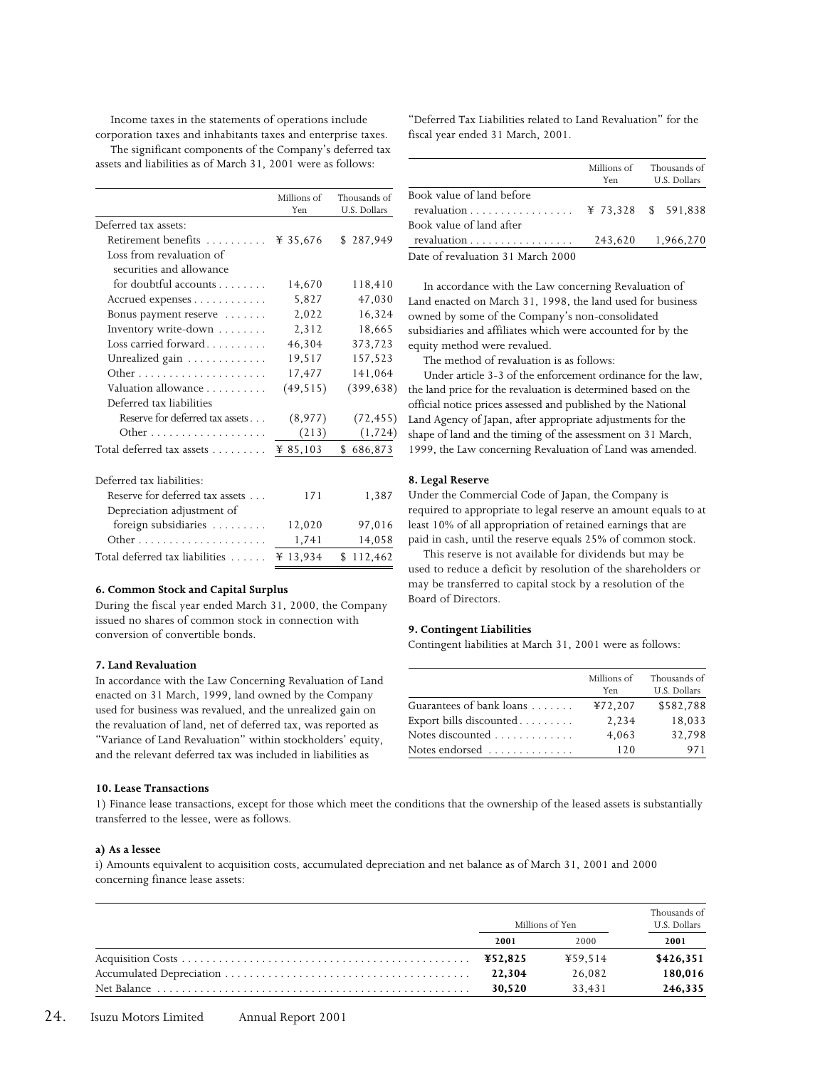Income taxes in the statements of operations include corporation taxes and inhabitants taxes and enterprise taxes.

The significant components of the Company's deferred tax assets and liabilities as of March 31, 2001 were as follows:

| | Millions of Yen | Thousands of U.S. Dollars |
|---|---|---|
| Deferred tax assets: | | |
| Retirement benefits | ¥ 35,676 | $ 287,949 |
| Loss from revaluation of securities and allowance for doubtful accounts | 14,670 | 118,410 |
| Accrued expenses | 5,827 | 47,030 |
| Bonus payment reserve | 2,022 | 16,324 |
| Inventory write-down | 2,312 | 18,665 |
| Loss carried forward | 46,304 | 373,723 |
| Unrealized gain | 19,517 | 157,523 |
| Other | 17,477 | 141,064 |
| Valuation allowance | (49,515) | (399,638) |
| Deferred tax liabilities | | |
| Reserve for deferred tax assets | (8,977) | (72,455) |
| Other | (213) | (1,724) |
| Total deferred tax assets | ¥ 85,103 | $ 686,873 |
| Deferred tax liabilities: | | |
| Reserve for deferred tax assets | 171 | 1,387 |
| Depreciation adjustment of foreign subsidiaries | 12,020 | 97,016 |
| Other | 1,741 | 14,058 |
| Total deferred tax liabilities | ¥ 13,934 | $ 112,462 |

**6. Common Stock and Capital Surplus**

During the fiscal year ended March 31, 2000, the Company issued no shares of common stock in connection with conversion of convertible bonds.

**7. Land Revaluation**

In accordance with the Law Concerning Revaluation of Land enacted on 31 March, 1999, land owned by the Company used for business was revalued, and the unrealized gain on the revaluation of land, net of deferred tax, was reported as "Variance of Land Revaluation" within stockholders' equity, and the relevant deferred tax was included in liabilities as "Deferred Tax Liabilities related to Land Revaluation" for the fiscal year ended 31 March, 2001.

| | Millions of Yen | Thousands of U.S. Dollars |
|---|---|---|
| Book value of land before revaluation | ¥ 73,328 | $ 591,838 |
| Book value of land after revaluation | 243,620 | 1,966,270 |

Date of revaluation 31 March 2000

In accordance with the Law concerning Revaluation of Land enacted on March 31, 1998, the land used for business owned by some of the Company's non-consolidated subsidiaries and affiliates which were accounted for by the equity method were revalued.

The method of revaluation is as follows:

Under article 3-3 of the enforcement ordinance for the law, the land price for the revaluation is determined based on the official notice prices assessed and published by the National Land Agency of Japan, after appropriate adjustments for the shape of land and the timing of the assessment on 31 March, 1999, the Law concerning Revaluation of Land was amended.

**8. Legal Reserve**

Under the Commercial Code of Japan, the Company is required to appropriate to legal reserve an amount equals to at least 10% of all appropriation of retained earnings that are paid in cash, until the reserve equals 25% of common stock.

This reserve is not available for dividends but may be used to reduce a deficit by resolution of the shareholders or may be transferred to capital stock by a resolution of the Board of Directors.

**9. Contingent Liabilities**

Contingent liabilities at March 31, 2001 were as follows:

| | Millions of Yen | Thousands of U.S. Dollars |
|---|---|---|
| Guarantees of bank loans | ¥72,207 | $582,788 |
| Export bills discounted | 2,234 | 18,033 |
| Notes discounted | 4,063 | 32,798 |
| Notes endorsed | 120 | 971 |

**10. Lease Transactions**

1) Finance lease transactions, except for those which meet the conditions that the ownership of the leased assets is substantially transferred to the lessee, were as follows.

**a) As a lessee**

i) Amounts equivalent to acquisition costs, accumulated depreciation and net balance as of March 31, 2001 and 2000 concerning finance lease assets:

| | Millions of Yen | | Thousands of U.S. Dollars |
|---|---|---|---|
| | **2001** | 2000 | **2001** |
| Acquisition Costs | **¥52,825** | ¥59,514 | **$426,351** |
| Accumulated Depreciation | **22,304** | 26,082 | **180,016** |
| Net Balance | **30,520** | 33,431 | **246,335** |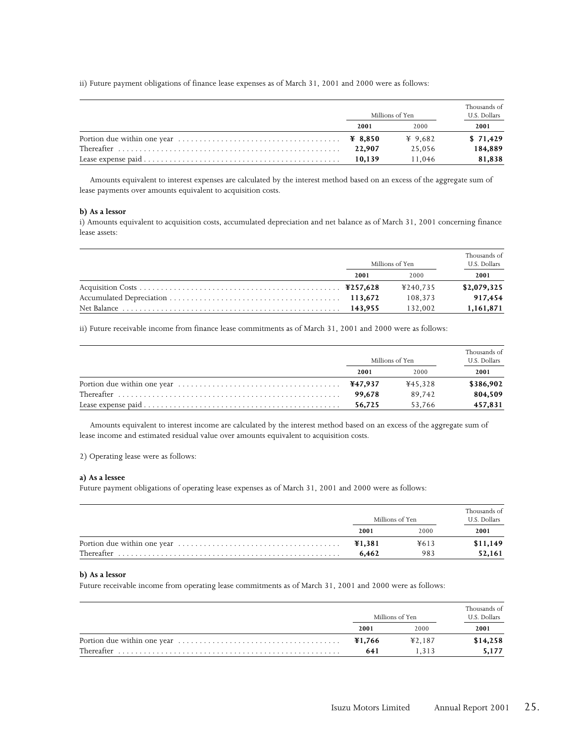ii) Future payment obligations of finance lease expenses as of March 31, 2001 and 2000 were as follows:

| | Millions of Yen | | Thousands of U.S. Dollars |
|---|---|---|---|
| | **2001** | 2000 | **2001** |
| Portion due within one year | **¥ 8,850** | ¥ 9,682 | **$ 71,429** |
| Thereafter | **22,907** | 25,056 | **184,889** |
| Lease expense paid | **10,139** | 11,046 | **81,838** |

Amounts equivalent to interest expenses are calculated by the interest method based on an excess of the aggregate sum of lease payments over amounts equivalent to acquisition costs.

**b) As a lessor**

i) Amounts equivalent to acquisition costs, accumulated depreciation and net balance as of March 31, 2001 concerning finance lease assets:

| | Millions of Yen | | Thousands of U.S. Dollars |
|---|---|---|---|
| | **2001** | 2000 | **2001** |
| Acquisition Costs | **¥257,628** | ¥240,735 | **$2,079,325** |
| Accumulated Depreciation | **113,672** | 108,373 | **917,454** |
| Net Balance | **143,955** | 132,002 | **1,161,871** |

ii) Future receivable income from finance lease commitments as of March 31, 2001 and 2000 were as follows:

| | Millions of Yen | | Thousands of U.S. Dollars |
|---|---|---|---|
| | **2001** | 2000 | **2001** |
| Portion due within one year | **¥47,937** | ¥45,328 | **$386,902** |
| Thereafter | **99,678** | 89,742 | **804,509** |
| Lease expense paid | **56,725** | 53,766 | **457,831** |

Amounts equivalent to interest income are calculated by the interest method based on an excess of the aggregate sum of lease income and estimated residual value over amounts equivalent to acquisition costs.

2) Operating lease were as follows:

**a) As a lessee**

Future payment obligations of operating lease expenses as of March 31, 2001 and 2000 were as follows:

| | Millions of Yen | | Thousands of U.S. Dollars |
|---|---|---|---|
| | **2001** | 2000 | **2001** |
| Portion due within one year | **¥1,381** | ¥613 | **$11,149** |
| Thereafter | **6,462** | 983 | **52,161** |

**b) As a lessor**

Future receivable income from operating lease commitments as of March 31, 2001 and 2000 were as follows:

| | Millions of Yen | | Thousands of U.S. Dollars |
|---|---|---|---|
| | **2001** | 2000 | **2001** |
| Portion due within one year | **¥1,766** | ¥2,187 | **$14,258** |
| Thereafter | **641** | 1,313 | **5,177** |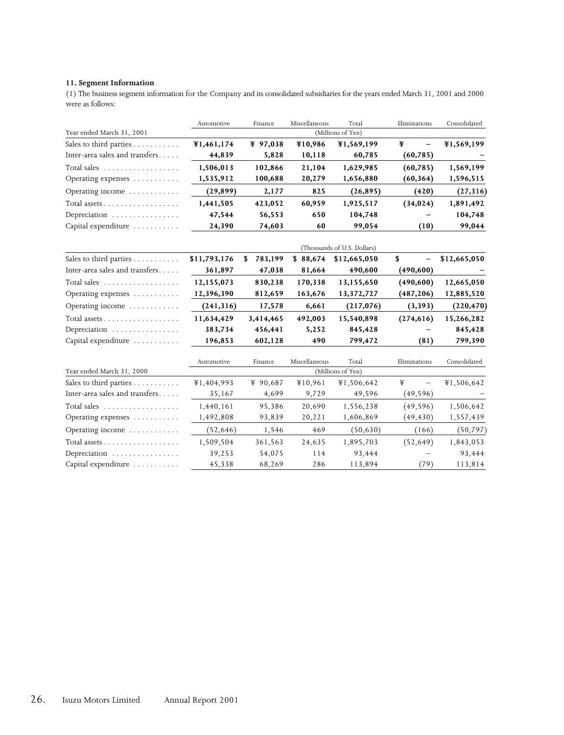**11. Segment Information**

(1) The business segment information for the Company and its consolidated subsidiaries for the years ended March 31, 2001 and 2000 were as follows:

| | Automotive | Finance | Miscellaneous | Total | Eliminations | Consolidated |
|---|---|---|---|---|---|---|
| Year ended March 31, 2001 | | | (Millions of Yen) | | | |
| Sales to third parties | **¥1,461,174** | **¥ 97,038** | **¥10,986** | **¥1,569,199** | **¥ –** | **¥1,569,199** |
| Inter-area sales and transfers | **44,839** | **5,828** | **10,118** | **60,785** | **(60,785)** | **–** |
| Total sales | **1,506,013** | **102,866** | **21,104** | **1,629,985** | **(60,785)** | **1,569,199** |
| Operating expenses | **1,535,912** | **100,688** | **20,279** | **1,656,880** | **(60,364)** | **1,596,515** |
| Operating income | **(29,899)** | **2,177** | **825** | **(26,895)** | **(420)** | **(27,316)** |
| Total assets | **1,441,505** | **423,052** | **60,959** | **1,925,517** | **(34,024)** | **1,891,492** |
| Depreciation | **47,544** | **56,553** | **650** | **104,748** | **–** | **104,748** |
| Capital expenditure | **24,390** | **74,603** | **60** | **99,054** | **(10)** | **99,044** |

| | Automotive | Finance | Miscellaneous | Total | Eliminations | Consolidated |
|---|---|---|---|---|---|---|
| | | | (Thousands of U.S. Dollars) | | | |
| Sales to third parties | **$11,793,176** | **$ 783,199** | **$ 88,674** | **$12,665,050** | **$ –** | **$12,665,050** |
| Inter-area sales and transfers | **361,897** | **47,038** | **81,664** | **490,600** | **(490,600)** | **–** |
| Total sales | **12,155,073** | **830,238** | **170,338** | **13,155,650** | **(490,600)** | **12,665,050** |
| Operating expenses | **12,396,390** | **812,659** | **163,676** | **13,372,727** | **(487,206)** | **12,885,520** |
| Operating income | **(241,316)** | **17,578** | **6,661** | **(217,076)** | **(3,393)** | **(220,470)** |
| Total assets | **11,634,429** | **3,414,465** | **492,003** | **15,540,898** | **(274,616)** | **15,266,282** |
| Depreciation | **383,734** | **456,441** | **5,252** | **845,428** | **–** | **845,428** |
| Capital expenditure | **196,853** | **602,128** | **490** | **799,472** | **(81)** | **799,390** |

| | Automotive | Finance | Miscellaneous | Total | Eliminations | Consolidated |
|---|---|---|---|---|---|---|
| Year ended March 31, 2000 | | | (Millions of Yen) | | | |
| Sales to third parties | ¥1,404,993 | ¥ 90,687 | ¥10,961 | ¥1,506,642 | ¥ – | ¥1,506,642 |
| Inter-area sales and transfers | 35,167 | 4,699 | 9,729 | 49,596 | (49,596) | – |
| Total sales | 1,440,161 | 95,386 | 20,690 | 1,556,238 | (49,596) | 1,506,642 |
| Operating expenses | 1,492,808 | 93,839 | 20,221 | 1,606,869 | (49,430) | 1,557,439 |
| Operating income | (52,646) | 1,546 | 469 | (50,630) | (166) | (50,797) |
| Total assets | 1,509,504 | 361,563 | 24,635 | 1,895,703 | (52,649) | 1,843,053 |
| Depreciation | 39,253 | 54,075 | 114 | 93,444 | – | 93,444 |
| Capital expenditure | 45,338 | 68,269 | 286 | 113,894 | (79) | 113,814 |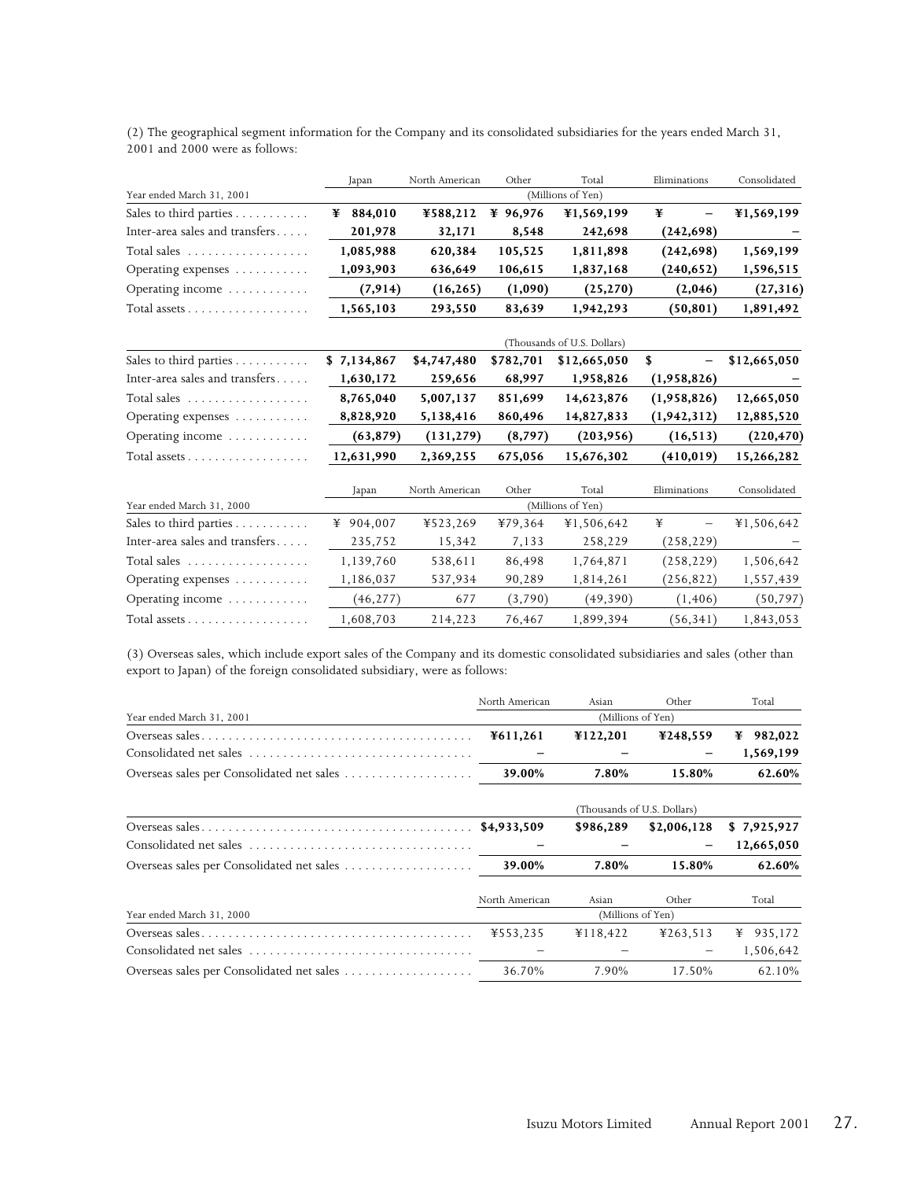(2) The geographical segment information for the Company and its consolidated subsidiaries for the years ended March 31, 2001 and 2000 were as follows:

| Year ended March 31, 2001 | Japan | North American | Other | Total | Eliminations | Consolidated |
|---|---|---|---|---|---|---|
| | (Millions of Yen) | | | | | |
| Sales to third parties | **¥ 884,010** | **¥588,212** | **¥ 96,976** | **¥1,569,199** | **¥ –** | **¥1,569,199** |
| Inter-area sales and transfers | **201,978** | **32,171** | **8,548** | **242,698** | **(242,698)** | **–** |
| Total sales | **1,085,988** | **620,384** | **105,525** | **1,811,898** | **(242,698)** | **1,569,199** |
| Operating expenses | **1,093,903** | **636,649** | **106,615** | **1,837,168** | **(240,652)** | **1,596,515** |
| Operating income | **(7,914)** | **(16,265)** | **(1,090)** | **(25,270)** | **(2,046)** | **(27,316)** |
| Total assets | **1,565,103** | **293,550** | **83,639** | **1,942,293** | **(50,801)** | **1,891,492** |

| | | | | (Thousands of U.S. Dollars) | | |
|---|---|---|---|---|---|---|
| Sales to third parties | **$ 7,134,867** | **$4,747,480** | **$782,701** | **$12,665,050** | **$ –** | **$12,665,050** |
| Inter-area sales and transfers | **1,630,172** | **259,656** | **68,997** | **1,958,826** | **(1,958,826)** | **–** |
| Total sales | **8,765,040** | **5,007,137** | **851,699** | **14,623,876** | **(1,958,826)** | **12,665,050** |
| Operating expenses | **8,828,920** | **5,138,416** | **860,496** | **14,827,833** | **(1,942,312)** | **12,885,520** |
| Operating income | **(63,879)** | **(131,279)** | **(8,797)** | **(203,956)** | **(16,513)** | **(220,470)** |
| Total assets | **12,631,990** | **2,369,255** | **675,056** | **15,676,302** | **(410,019)** | **15,266,282** |

| Year ended March 31, 2000 | Japan | North American | Other | Total | Eliminations | Consolidated |
|---|---|---|---|---|---|---|
| | (Millions of Yen) | | | | | |
| Sales to third parties | ¥ 904,007 | ¥523,269 | ¥79,364 | ¥1,506,642 | ¥ – | ¥1,506,642 |
| Inter-area sales and transfers | 235,752 | 15,342 | 7,133 | 258,229 | (258,229) | – |
| Total sales | 1,139,760 | 538,611 | 86,498 | 1,764,871 | (258,229) | 1,506,642 |
| Operating expenses | 1,186,037 | 537,934 | 90,289 | 1,814,261 | (256,822) | 1,557,439 |
| Operating income | (46,277) | 677 | (3,790) | (49,390) | (1,406) | (50,797) |
| Total assets | 1,608,703 | 214,223 | 76,467 | 1,899,394 | (56,341) | 1,843,053 |

(3) Overseas sales, which include export sales of the Company and its domestic consolidated subsidiaries and sales (other than export to Japan) of the foreign consolidated subsidiary, were as follows:

| Year ended March 31, 2001 | North American | Asian | Other | Total |
|---|---|---|---|---|
| | (Millions of Yen) | | | |
| Overseas sales | **¥611,261** | **¥122,201** | **¥248,559** | **¥ 982,022** |
| Consolidated net sales | **–** | **–** | **–** | **1,569,199** |
| Overseas sales per Consolidated net sales | **39.00%** | **7.80%** | **15.80%** | **62.60%** |

| | | (Thousands of U.S. Dollars) | | |
|---|---|---|---|---|
| Overseas sales | **$4,933,509** | **$986,289** | **$2,006,128** | **$ 7,925,927** |
| Consolidated net sales | **–** | **–** | **–** | **12,665,050** |
| Overseas sales per Consolidated net sales | **39.00%** | **7.80%** | **15.80%** | **62.60%** |

| Year ended March 31, 2000 | North American | Asian | Other | Total |
|---|---|---|---|---|
| | (Millions of Yen) | | | |
| Overseas sales | ¥553,235 | ¥118,422 | ¥263,513 | ¥ 935,172 |
| Consolidated net sales | – | – | – | 1,506,642 |
| Overseas sales per Consolidated net sales | 36.70% | 7.90% | 17.50% | 62.10% |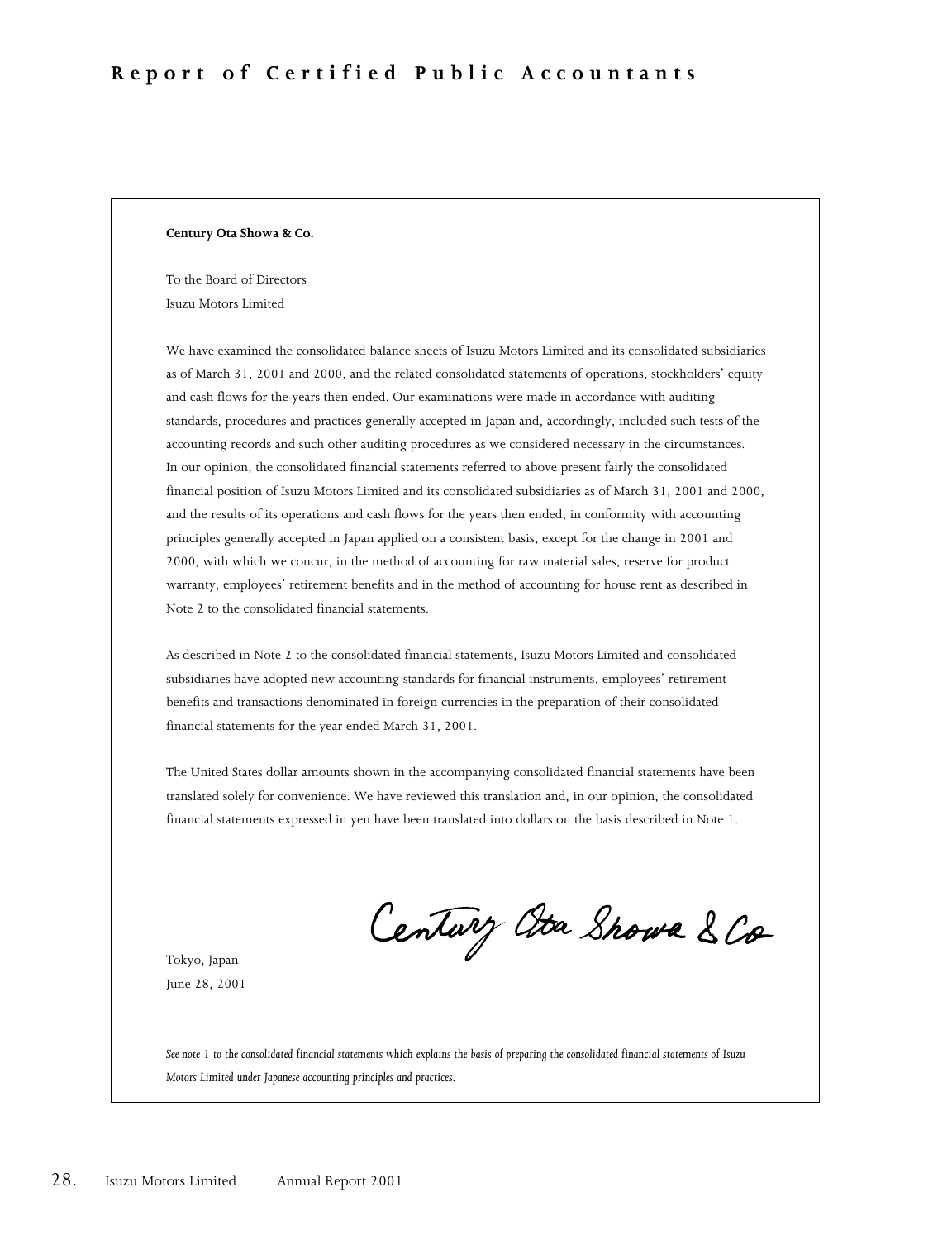# Report of Certified Public Accountants

**Century Ota Showa & Co.**

To the Board of Directors
Isuzu Motors Limited

We have examined the consolidated balance sheets of Isuzu Motors Limited and its consolidated subsidiaries as of March 31, 2001 and 2000, and the related consolidated statements of operations, stockholders' equity and cash flows for the years then ended. Our examinations were made in accordance with auditing standards, procedures and practices generally accepted in Japan and, accordingly, included such tests of the accounting records and such other auditing procedures as we considered necessary in the circumstances. In our opinion, the consolidated financial statements referred to above present fairly the consolidated financial position of Isuzu Motors Limited and its consolidated subsidiaries as of March 31, 2001 and 2000, and the results of its operations and cash flows for the years then ended, in conformity with accounting principles generally accepted in Japan applied on a consistent basis, except for the change in 2001 and 2000, with which we concur, in the method of accounting for raw material sales, reserve for product warranty, employees' retirement benefits and in the method of accounting for house rent as described in Note 2 to the consolidated financial statements.

As described in Note 2 to the consolidated financial statements, Isuzu Motors Limited and consolidated subsidiaries have adopted new accounting standards for financial instruments, employees' retirement benefits and transactions denominated in foreign currencies in the preparation of their consolidated financial statements for the year ended March 31, 2001.

The United States dollar amounts shown in the accompanying consolidated financial statements have been translated solely for convenience. We have reviewed this translation and, in our opinion, the consolidated financial statements expressed in yen have been translated into dollars on the basis described in Note 1.

Century Ota Showa & Co

Tokyo, Japan
June 28, 2001

*See note 1 to the consolidated financial statements which explains the basis of preparing the consolidated financial statements of Isuzu Motors Limited under Japanese accounting principles and practices.*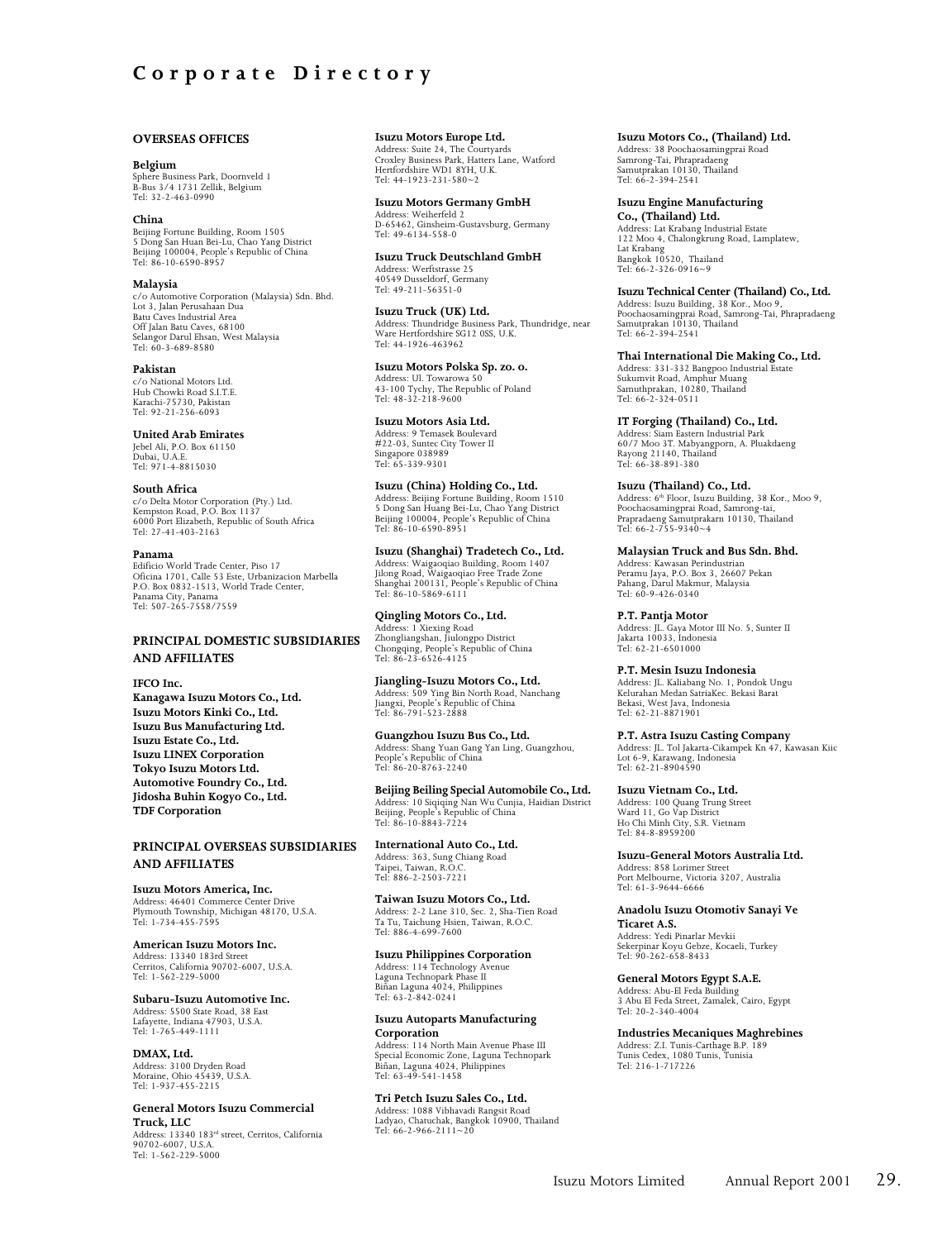# Corporate Directory

## OVERSEAS OFFICES

**Belgium**
Sphere Business Park, Doornveld 1
B-Bus 3/4 1731 Zellik, Belgium
Tel: 32-2-463-0990

**China**
Beijing Fortune Building, Room 1505
5 Dong San Huan Bei-Lu, Chao Yang District
Beijing 100004, People's Republic of China
Tel: 86-10-6590-8957

**Malaysia**
c/o Automotive Corporation (Malaysia) Sdn. Bhd.
Lot 3, Jalan Perusahaan Dua
Batu Caves Industrial Area
Off Jalan Batu Caves, 68100
Selangor Darul Ehsan, West Malaysia
Tel: 60-3-689-8580

**Pakistan**
c/o National Motors Ltd.
Hub Chowki Road S.I.T.E.
Karachi-75730, Pakistan
Tel: 92-21-256-6093

**United Arab Emirates**
Jebel Ali, P.O. Box 61150
Dubai, U.A.E.
Tel: 971-4-8815030

**South Africa**
c/o Delta Motor Corporation (Pty.) Ltd.
Kempston Road, P.O. Box 1137
6000 Port Elizabeth, Republic of South Africa
Tel: 27-41-403-2163

**Panama**
Edificio World Trade Center, Piso 17
Oficina 1701, Calle 53 Este, Urbanizacion Marbella
P.O. Box 0832-1513, World Trade Center,
Panama City, Panama
Tel: 507-265-7558/7559

## PRINCIPAL DOMESTIC SUBSIDIARIES AND AFFILIATES

**IFCO Inc.**
**Kanagawa Isuzu Motors Co., Ltd.**
**Isuzu Motors Kinki Co., Ltd.**
**Isuzu Bus Manufacturing Ltd.**
**Isuzu Estate Co., Ltd.**
**Isuzu LINEX Corporation**
**Tokyo Isuzu Motors Ltd.**
**Automotive Foundry Co., Ltd.**
**Jidosha Buhin Kogyo Co., Ltd.**
**TDF Corporation**

## PRINCIPAL OVERSEAS SUBSIDIARIES AND AFFILIATES

**Isuzu Motors America, Inc.**
Address: 46401 Commerce Center Drive
Plymouth Township, Michigan 48170, U.S.A.
Tel: 1-734-455-7595

**American Isuzu Motors Inc.**
Address: 13340 183rd Street
Cerritos, California 90702-6007, U.S.A.
Tel: 1-562-229-5000

**Subaru-Isuzu Automotive Inc.**
Address: 5500 State Road, 38 East
Lafayette, Indiana 47903, U.S.A.
Tel: 1-765-449-1111

**DMAX, Ltd.**
Address: 3100 Dryden Road
Moraine, Ohio 45439, U.S.A.
Tel: 1-937-455-2215

**General Motors Isuzu Commercial Truck, LLC**
Address: 13340 183rd street, Cerritos, California 90702-6007, U.S.A.
Tel: 1-562-229-5000

**Isuzu Motors Europe Ltd.**
Address: Suite 24, The Courtyards
Croxley Business Park, Hatters Lane, Watford
Hertfordshire WD1 8YH, U.K.
Tel: 44-1923-231-580~2

**Isuzu Motors Germany GmbH**
Address: Weiherfeld 2
D-65462, Ginsheim-Gustavsburg, Germany
Tel: 49-6134-558-0

**Isuzu Truck Deutschland GmbH**
Address: Werftstrasse 25
40549 Dusseldorf, Germany
Tel: 49-211-56351-0

**Isuzu Truck (UK) Ltd.**
Address: Thundridge Business Park, Thundridge, near Ware Hertfordshire SG12 0SS, U.K.
Tel: 44-1926-463962

**Isuzu Motors Polska Sp. zo. o.**
Address: Ul. Towarowa 50
43-100 Tychy, The Republic of Poland
Tel: 48-32-218-9600

**Isuzu Motors Asia Ltd.**
Address: 9 Temasek Boulevard
#22-03, Suntec City Tower II
Singapore 038989
Tel: 65-339-9301

**Isuzu (China) Holding Co., Ltd.**
Address: Beijing Fortune Building, Room 1510
5 Dong San Huang Bei-Lu, Chao Yang District
Beijing 100004, People's Republic of China
Tel: 86-10-6590-8951

**Isuzu (Shanghai) Tradetech Co., Ltd.**
Address: Waigaoqiao Building, Room 1407
Jilong Road, Waigaoqiao Free Trade Zone
Shanghai 200131, People's Republic of China
Tel: 86-10-5869-6111

**Qingling Motors Co., Ltd.**
Address: 1 Xiexing Road
Zhongliangshan, Jiulongpo District
Chongqing, People's Republic of China
Tel: 86-23-6526-4125

**Jiangling-Isuzu Motors Co., Ltd.**
Address: 509 Ying Bin North Road, Nanchang
Jiangxi, People's Republic of China
Tel: 86-791-523-2888

**Guangzhou Isuzu Bus Co., Ltd.**
Address: Shang Yuan Gang Yan Ling, Guangzhou, People's Republic of China
Tel: 86-20-8763-2240

**Beijing Beiling Special Automobile Co., Ltd.**
Address: 10 Siqiqing Nan Wu Cunjia, Haidian District
Beijing, People's Republic of China
Tel: 86-10-8843-7224

**International Auto Co., Ltd.**
Address: 363, Sung Chiang Road
Taipei, Taiwan, R.O.C.
Tel: 886-2-2503-7221

**Taiwan Isuzu Motors Co., Ltd.**
Address: 2-2 Lane 310, Sec. 2, Sha-Tien Road
Ta Tu, Taichung Hsien, Taiwan, R.O.C.
Tel: 886-4-699-7600

**Isuzu Philippines Corporation**
Address: 114 Technology Avenue
Laguna Technopark Phase II
Biñan Laguna 4024, Philippines
Tel: 63-2-842-0241

**Isuzu Autoparts Manufacturing Corporation**
Address: 114 North Main Avenue Phase III
Special Economic Zone, Laguna Technopark
Biñan, Laguna 4024, Philippines
Tel: 63-49-541-1458

**Tri Petch Isuzu Sales Co., Ltd.**
Address: 1088 Vibhavadi Rangsit Road
Ladyao, Chatuchak, Bangkok 10900, Thailand
Tel: 66-2-966-2111~20

**Isuzu Motors Co., (Thailand) Ltd.**
Address: 38 Poochaosamingprai Road
Samrong-Tai, Phrapradaeng
Samutprakan 10130, Thailand
Tel: 66-2-394-2541

**Isuzu Engine Manufacturing Co., (Thailand) Ltd.**
Address: Lat Krabang Industrial Estate
122 Moo 4, Chalongkrung Road, Lamplatew, Lat Krabang
Bangkok 10520, Thailand
Tel: 66-2-326-0916~9

**Isuzu Technical Center (Thailand) Co., Ltd.**
Address: Isuzu Building, 38 Kor., Moo 9, Poochaosamingprai Road, Samrong-Tai, Phrapradaeng
Samutprakan 10130, Thailand
Tel: 66-2-394-2541

**Thai International Die Making Co., Ltd.**
Address: 331-332 Bangpoo Industrial Estate
Sukumvit Road, Amphur Muang
Samuthprakan, 10280, Thailand
Tel: 66-2-324-0511

**IT Forging (Thailand) Co., Ltd.**
Address: Siam Eastern Industrial Park
60/7 Moo 3T. Mabyangporn, A. Pluakdaeng
Rayong 21140, Thailand
Tel: 66-38-891-380

**Isuzu (Thailand) Co., Ltd.**
Address: 6th Floor, Isuzu Building, 38 Kor., Moo 9, Poochaosamingprai Road, Samrong-tai, Prapradaeng Samutprakarn 10130, Thailand
Tel: 66-2-755-9340~4

**Malaysian Truck and Bus Sdn. Bhd.**
Address: Kawasan Perindustrian
Peramu Jaya, P.O. Box 3, 26607 Pekan
Pahang, Darul Makmur, Malaysia
Tel: 60-9-426-0340

**P.T. Pantja Motor**
Address: JL. Gaya Motor III No. 5, Sunter II
Jakarta 10033, Indonesia
Tel: 62-21-6501000

**P.T. Mesin Isuzu Indonesia**
Address: JL. Kaliabang No. 1, Pondok Ungu
Kelurahan Medan SatriaKec. Bekasi Barat
Bekasi, West Java, Indonesia
Tel: 62-21-8871901

**P.T. Astra Isuzu Casting Company**
Address: JL. Tol Jakarta-Cikampek Kn 47, Kawasan Kiic
Lot 6-9, Karawang, Indonesia
Tel: 62-21-8904590

**Isuzu Vietnam Co., Ltd.**
Address: 100 Quang Trung Street
Ward 11, Go Vap District
Ho Chi Minh City, S.R. Vietnam
Tel: 84-8-8959200

**Isuzu-General Motors Australia Ltd.**
Address: 858 Lorimer Street
Port Melbourne, Victoria 3207, Australia
Tel: 61-3-9644-6666

**Anadolu Isuzu Otomotiv Sanayi Ve Ticaret A.S.**
Address: Yedi Pinarlar Mevkii
Sekerpinar Koyu Gebze, Kocaeli, Turkey
Tel: 90-262-658-8433

**General Motors Egypt S.A.E.**
Address: Abu-El Feda Building
3 Abu El Feda Street, Zamalek, Cairo, Egypt
Tel: 20-2-340-4004

**Industries Mecaniques Maghrebines**
Address: Z.I. Tunis-Carthage B.P. 189
Tunis Cedex, 1080 Tunis, Tunisia
Tel: 216-1-717226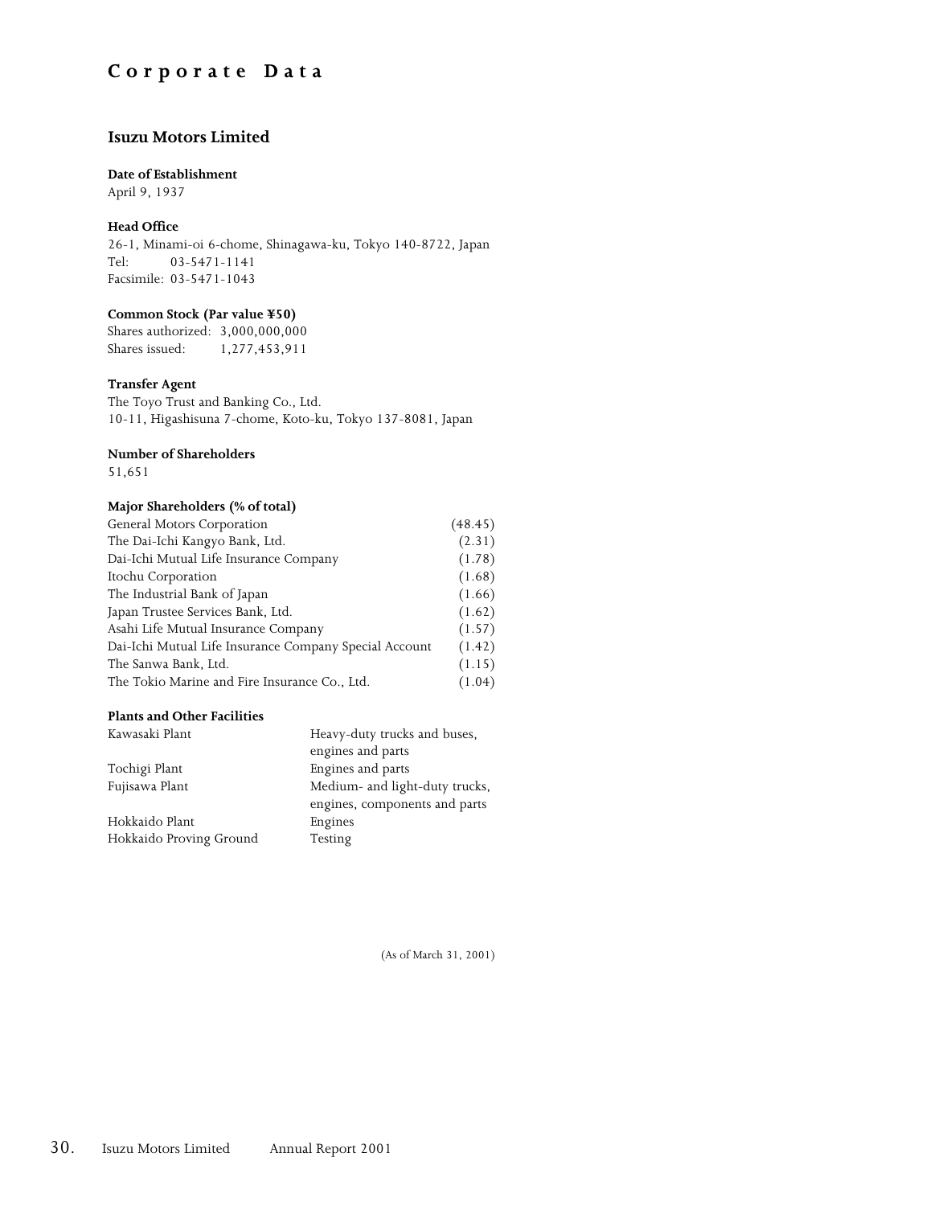# Corporate Data

## Isuzu Motors Limited

**Date of Establishment**
April 9, 1937

**Head Office**
26-1, Minami-oi 6-chome, Shinagawa-ku, Tokyo 140-8722, Japan
Tel: 03-5471-1141
Facsimile: 03-5471-1043

**Common Stock (Par value ¥50)**
Shares authorized: 3,000,000,000
Shares issued: 1,277,453,911

**Transfer Agent**
The Toyo Trust and Banking Co., Ltd.
10-11, Higashisuna 7-chome, Koto-ku, Tokyo 137-8081, Japan

**Number of Shareholders**
51,651

**Major Shareholders (% of total)**

| Shareholder | % |
|---|---|
| General Motors Corporation | (48.45) |
| The Dai-Ichi Kangyo Bank, Ltd. | (2.31) |
| Dai-Ichi Mutual Life Insurance Company | (1.78) |
| Itochu Corporation | (1.68) |
| The Industrial Bank of Japan | (1.66) |
| Japan Trustee Services Bank, Ltd. | (1.62) |
| Asahi Life Mutual Insurance Company | (1.57) |
| Dai-Ichi Mutual Life Insurance Company Special Account | (1.42) |
| The Sanwa Bank, Ltd. | (1.15) |
| The Tokio Marine and Fire Insurance Co., Ltd. | (1.04) |

**Plants and Other Facilities**

| Facility | Products |
|---|---|
| Kawasaki Plant | Heavy-duty trucks and buses, engines and parts |
| Tochigi Plant | Engines and parts |
| Fujisawa Plant | Medium- and light-duty trucks, engines, components and parts |
| Hokkaido Plant | Engines |
| Hokkaido Proving Ground | Testing |

(As of March 31, 2001)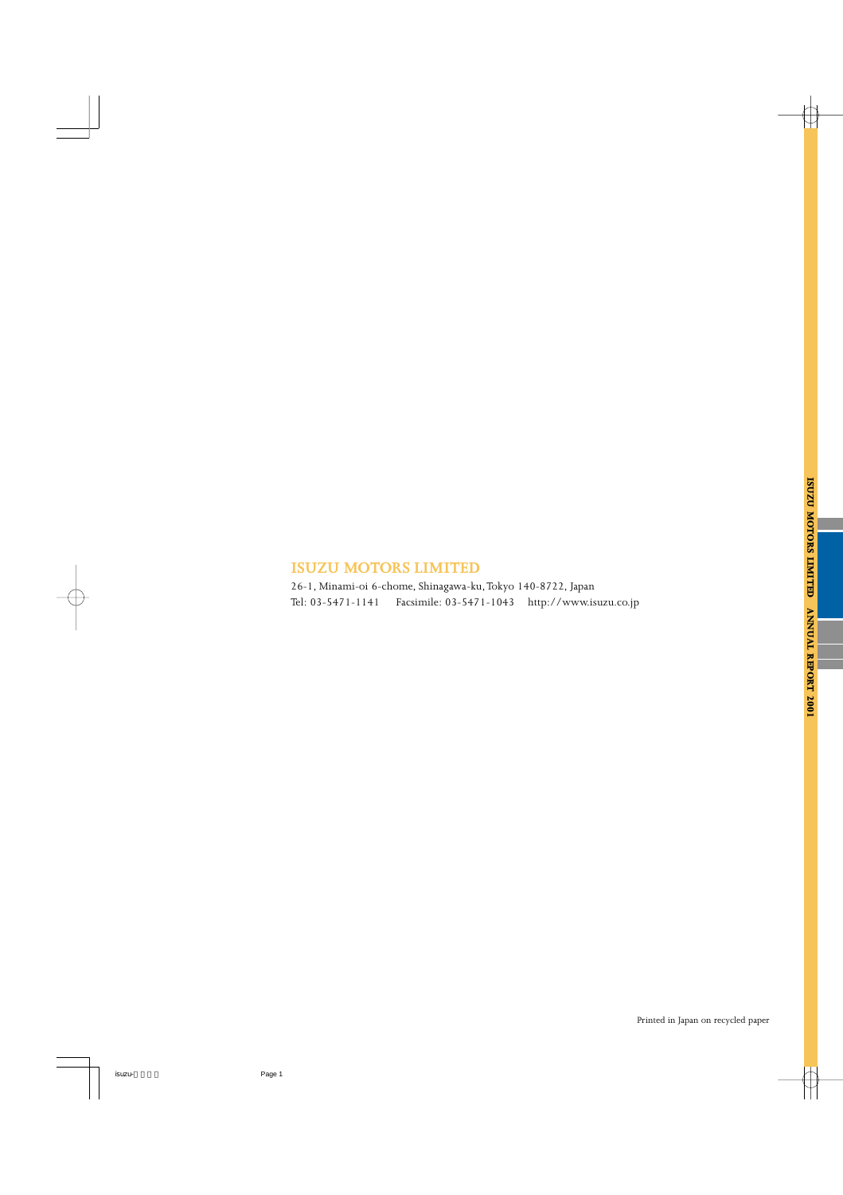# ISUZU MOTORS LIMITED

26-1, Minami-oi 6-chome, Shinagawa-ku, Tokyo 140-8722, Japan
Tel: 03-5471-1141 Facsimile: 03-5471-1043 http://www.isuzu.co.jp

Printed in Japan on recycled paper